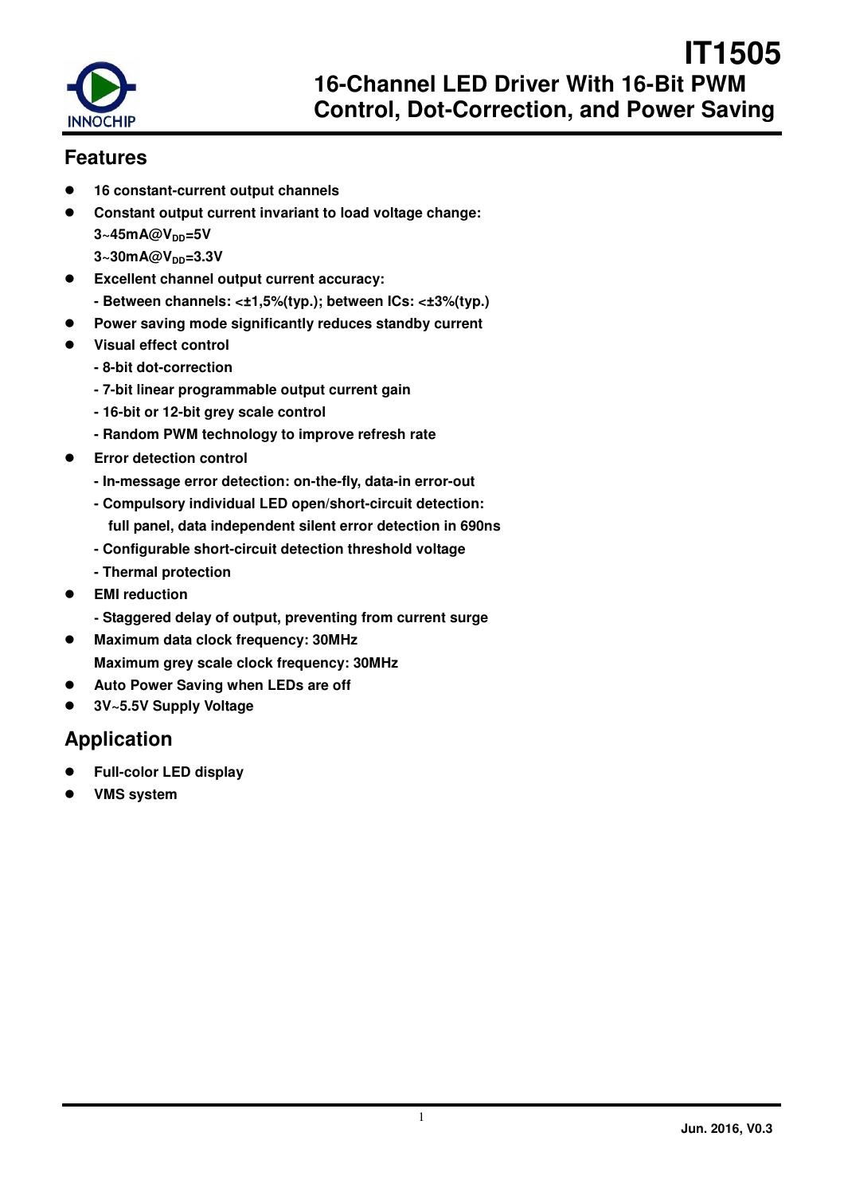# IT1505

## 16-Channel LED Driver With 16-Bit PWM Control, Dot-Correction, and Power Saving

## Features

- **16 constant-current output channels**
- **Constant output current invariant to load voltage change:**
  **3~45mA@$V_{DD}$=5V**
  **3~30mA@$V_{DD}$=3.3V**
- **Excellent channel output current accuracy:**
  **- Between channels: <±1,5%(typ.); between ICs: <±3%(typ.)**
- **Power saving mode significantly reduces standby current**
- **Visual effect control**
  **- 8-bit dot-correction**
  **- 7-bit linear programmable output current gain**
  **- 16-bit or 12-bit grey scale control**
  **- Random PWM technology to improve refresh rate**
- **Error detection control**
  **- In-message error detection: on-the-fly, data-in error-out**
  **- Compulsory individual LED open/short-circuit detection:**
  **full panel, data independent silent error detection in 690ns**
  **- Configurable short-circuit detection threshold voltage**
  **- Thermal protection**
- **EMI reduction**
  **- Staggered delay of output, preventing from current surge**
- **Maximum data clock frequency: 30MHz**
  **Maximum grey scale clock frequency: 30MHz**
- **Auto Power Saving when LEDs are off**
- **3V~5.5V Supply Voltage**

## Application

- **Full-color LED display**
- **VMS system**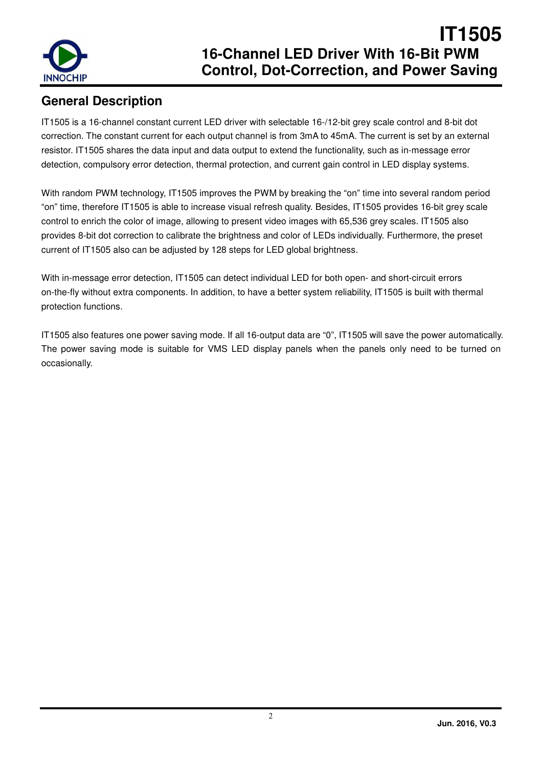## General Description

IT1505 is a 16-channel constant current LED driver with selectable 16-/12-bit grey scale control and 8-bit dot correction. The constant current for each output channel is from 3mA to 45mA. The current is set by an external resistor. IT1505 shares the data input and data output to extend the functionality, such as in-message error detection, compulsory error detection, thermal protection, and current gain control in LED display systems.

With random PWM technology, IT1505 improves the PWM by breaking the "on" time into several random period "on" time, therefore IT1505 is able to increase visual refresh quality. Besides, IT1505 provides 16-bit grey scale control to enrich the color of image, allowing to present video images with 65,536 grey scales. IT1505 also provides 8-bit dot correction to calibrate the brightness and color of LEDs individually. Furthermore, the preset current of IT1505 also can be adjusted by 128 steps for LED global brightness.

With in-message error detection, IT1505 can detect individual LED for both open- and short-circuit errors on-the-fly without extra components. In addition, to have a better system reliability, IT1505 is built with thermal protection functions.

IT1505 also features one power saving mode. If all 16-output data are "0", IT1505 will save the power automatically. The power saving mode is suitable for VMS LED display panels when the panels only need to be turned on occasionally.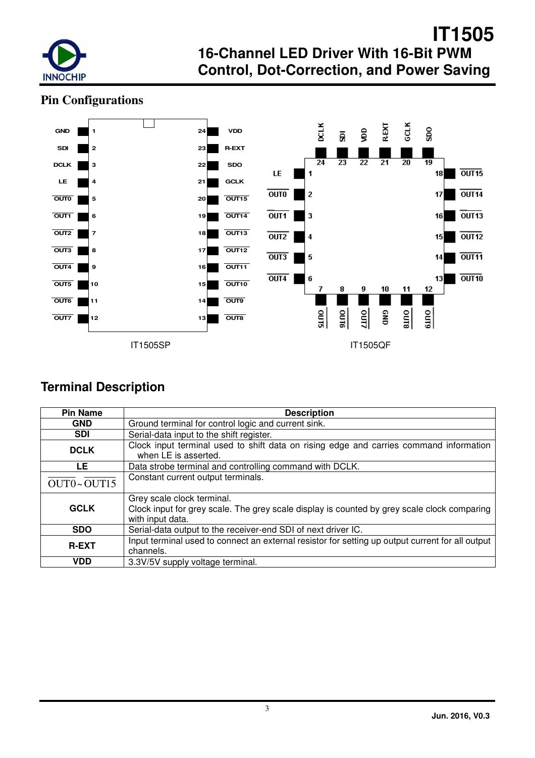## Pin Configurations

| Pin | IT1505SP | Pin | IT1505SP |
|---|---|---|---|
| 1 | GND | 24 | VDD |
| 2 | SDI | 23 | R-EXT |
| 3 | DCLK | 22 | SDO |
| 4 | LE | 21 | GCLK |
| 5 | $\overline{OUT0}$ | 20 | $\overline{OUT15}$ |
| 6 | $\overline{OUT1}$ | 19 | $\overline{OUT14}$ |
| 7 | $\overline{OUT2}$ | 18 | $\overline{OUT13}$ |
| 8 | $\overline{OUT3}$ | 17 | $\overline{OUT12}$ |
| 9 | $\overline{OUT4}$ | 16 | $\overline{OUT11}$ |
| 10 | $\overline{OUT5}$ | 15 | $\overline{OUT10}$ |
| 11 | $\overline{OUT6}$ | 14 | $\overline{OUT9}$ |
| 12 | $\overline{OUT7}$ | 13 | $\overline{OUT8}$ |

IT1505SP

| Pin | IT1505QF | Pin | IT1505QF |
|---|---|---|---|
| 1 | LE | 13 | $\overline{OUT10}$ |
| 2 | $\overline{OUT0}$ | 14 | $\overline{OUT11}$ |
| 3 | $\overline{OUT1}$ | 15 | $\overline{OUT12}$ |
| 4 | $\overline{OUT2}$ | 16 | $\overline{OUT13}$ |
| 5 | $\overline{OUT3}$ | 17 | $\overline{OUT14}$ |
| 6 | $\overline{OUT4}$ | 18 | $\overline{OUT15}$ |
| 7 | $\overline{OUT5}$ | 19 | SDO |
| 8 | $\overline{OUT6}$ | 20 | GCLK |
| 9 | $\overline{OUT7}$ | 21 | R-EXT |
| 10 | GND | 22 | VDD |
| 11 | $\overline{OUT8}$ | 23 | SDI |
| 12 | $\overline{OUT9}$ | 24 | DCLK |

IT1505QF

## Terminal Description

| Pin Name | Description |
|---|---|
| **GND** | Ground terminal for control logic and current sink. |
| **SDI** | Serial-data input to the shift register. |
| **DCLK** | Clock input terminal used to shift data on rising edge and carries command information when LE is asserted. |
| **LE** | Data strobe terminal and controlling command with DCLK. |
| $\overline{OUT0}$ ~ $\overline{OUT15}$ | Constant current output terminals. |
| **GCLK** | Grey scale clock terminal.<br>Clock input for grey scale. The grey scale display is counted by grey scale clock comparing with input data. |
| **SDO** | Serial-data output to the receiver-end SDI of next driver IC. |
| **R-EXT** | Input terminal used to connect an external resistor for setting up output current for all output channels. |
| **VDD** | 3.3V/5V supply voltage terminal. |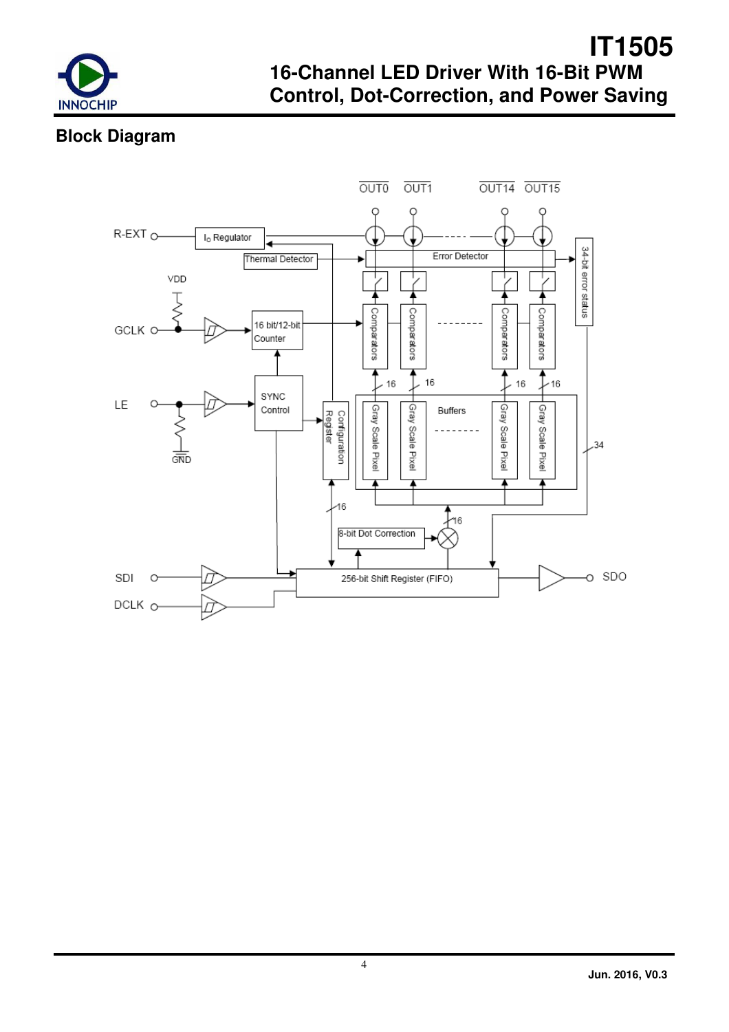## Block Diagram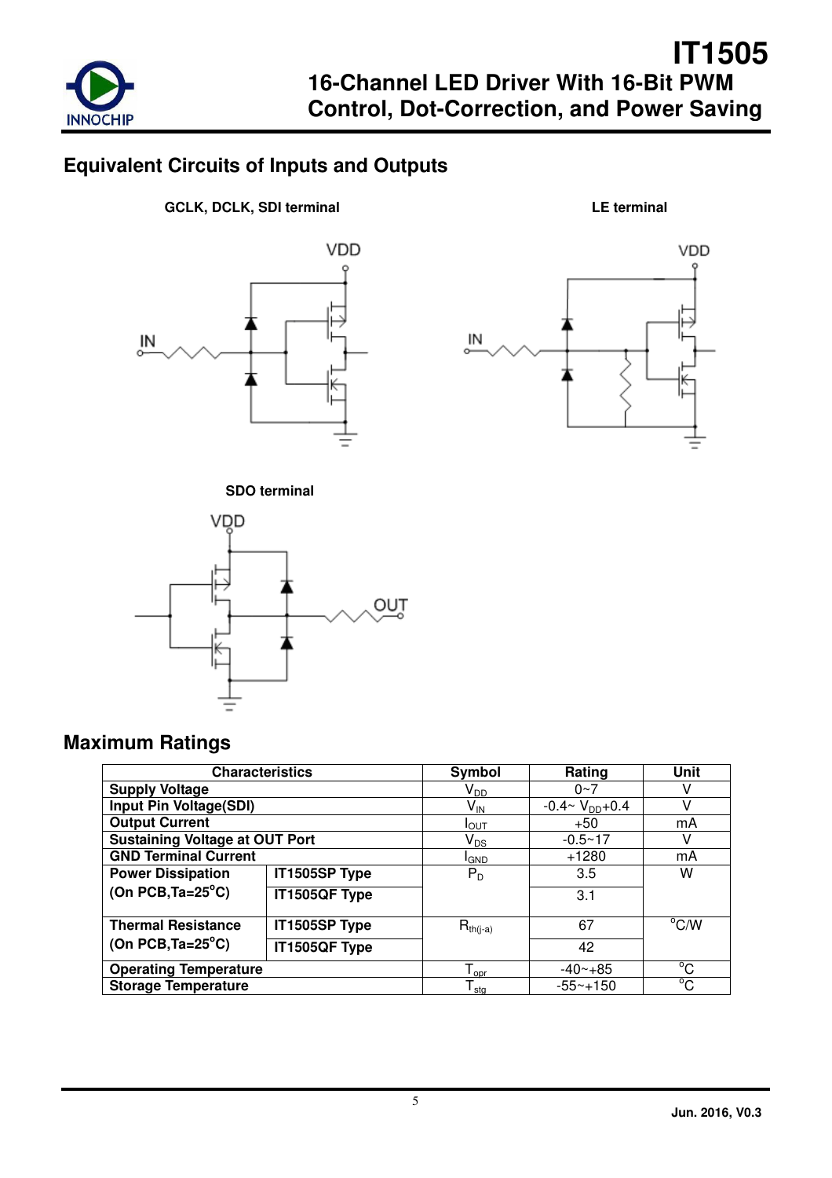## Equivalent Circuits of Inputs and Outputs

**GCLK, DCLK, SDI terminal**

**LE terminal**

**SDO terminal**

## Maximum Ratings

| Characteristics | | Symbol | Rating | Unit |
|---|---|---|---|---|
| **Supply Voltage** | | $V_{DD}$ | 0~7 | V |
| **Input Pin Voltage(SDI)** | | $V_{IN}$ | -0.4~ $V_{DD}$+0.4 | V |
| **Output Current** | | $I_{OUT}$ | +50 | mA |
| **Sustaining Voltage at OUT Port** | | $V_{DS}$ | -0.5~17 | V |
| **GND Terminal Current** | | $I_{GND}$ | +1280 | mA |
| **Power Dissipation (On PCB,Ta=25°C)** | **IT1505SP Type** | $P_D$ | 3.5 | W |
| | **IT1505QF Type** | | 3.1 | |
| **Thermal Resistance (On PCB,Ta=25°C)** | **IT1505SP Type** | $R_{th(j-a)}$ | 67 | °C/W |
| | **IT1505QF Type** | | 42 | |
| **Operating Temperature** | | $T_{opr}$ | -40~+85 | °C |
| **Storage Temperature** | | $T_{stg}$ | -55~+150 | °C |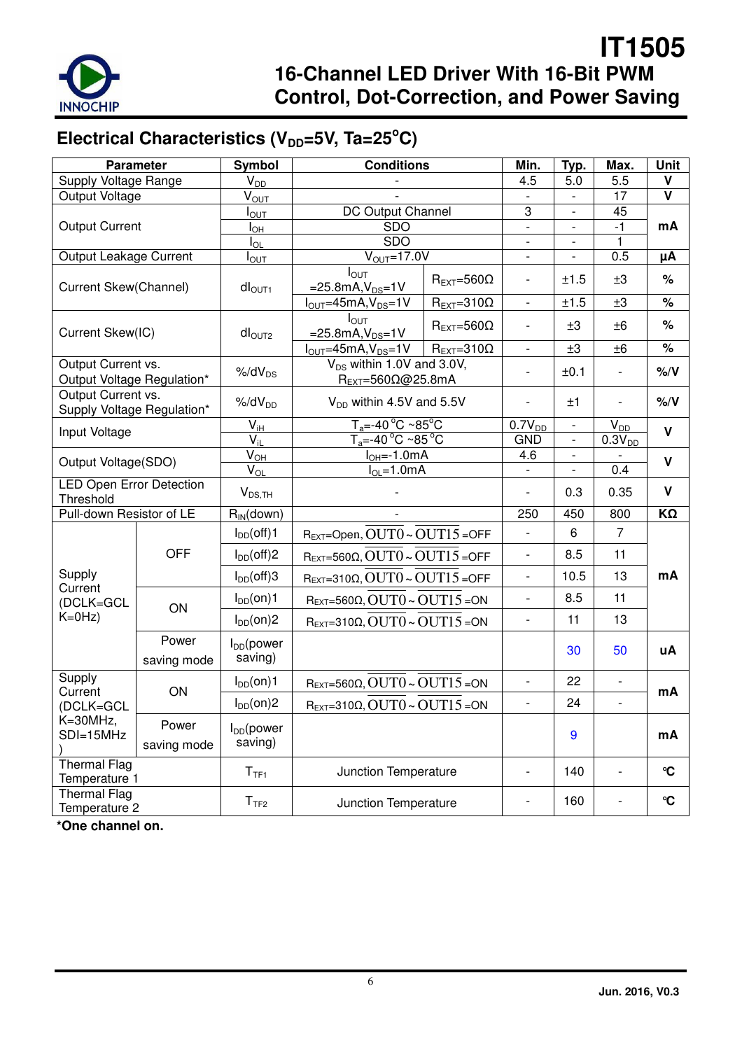## Electrical Characteristics ($V_{DD}$=5V, Ta=25°C)

| Parameter | | Symbol | Conditions | | Min. | Typ. | Max. | Unit |
|---|---|---|---|---|---|---|---|---|
| Supply Voltage Range | | $V_{DD}$ | - | | 4.5 | 5.0 | 5.5 | V |
| Output Voltage | | $V_{OUT}$ | - | | - | - | 17 | V |
| Output Current | | $I_{OUT}$ | DC Output Channel | | 3 | - | 45 | mA |
| | | $I_{OH}$ | SDO | | - | - | -1 | mA |
| | | $I_{OL}$ | SDO | | - | - | 1 | mA |
| Output Leakage Current | | $I_{OUT}$ | $V_{OUT}$=17.0V | | - | - | 0.5 | μA |
| Current Skew(Channel) | | $dI_{OUT1}$ | $I_{OUT}$ =25.8mA,$V_{DS}$=1V | $R_{EXT}$=560Ω | - | ±1.5 | ±3 | % |
| | | | $I_{OUT}$=45mA,$V_{DS}$=1V | $R_{EXT}$=310Ω | - | ±1.5 | ±3 | % |
| Current Skew(IC) | | $dI_{OUT2}$ | $I_{OUT}$ =25.8mA,$V_{DS}$=1V | $R_{EXT}$=560Ω | - | ±3 | ±6 | % |
| | | | $I_{OUT}$=45mA,$V_{DS}$=1V | $R_{EXT}$=310Ω | - | ±3 | ±6 | % |
| Output Current vs. Output Voltage Regulation* | | $\%/dV_{DS}$ | $V_{DS}$ within 1.0V and 3.0V, $R_{EXT}$=560Ω@25.8mA | | - | ±0.1 | - | %/V |
| Output Current vs. Supply Voltage Regulation* | | $\%/dV_{DD}$ | $V_{DD}$ within 4.5V and 5.5V | | - | ±1 | - | %/V |
| Input Voltage | | $V_{IH}$ | $T_a$=-40°C ~85°C | | $0.7V_{DD}$ | - | $V_{DD}$ | V |
| | | $V_{IL}$ | $T_a$=-40°C ~85°C | | GND | - | $0.3V_{DD}$ | V |
| Output Voltage(SDO) | | $V_{OH}$ | $I_{OH}$=-1.0mA | | 4.6 | - | - | V |
| | | $V_{OL}$ | $I_{OL}$=1.0mA | | - | - | 0.4 | V |
| LED Open Error Detection Threshold | | $V_{DS,TH}$ | - | | - | 0.3 | 0.35 | V |
| Pull-down Resistor of LE | | $R_{IN}$(down) | - | | 250 | 450 | 800 | KΩ |
| Supply Current (DCLK=GCLK=0Hz) | OFF | $I_{DD}$(off)1 | $R_{EXT}$=Open, $\overline{OUT0}$ ~ $\overline{OUT15}$ =OFF | | - | 6 | 7 | mA |
| | | $I_{DD}$(off)2 | $R_{EXT}$=560Ω, $\overline{OUT0}$ ~ $\overline{OUT15}$ =OFF | | - | 8.5 | 11 | mA |
| | | $I_{DD}$(off)3 | $R_{EXT}$=310Ω, $\overline{OUT0}$ ~ $\overline{OUT15}$ =OFF | | - | 10.5 | 13 | mA |
| | ON | $I_{DD}$(on)1 | $R_{EXT}$=560Ω, $\overline{OUT0}$ ~ $\overline{OUT15}$ =ON | | - | 8.5 | 11 | mA |
| | | $I_{DD}$(on)2 | $R_{EXT}$=310Ω, $\overline{OUT0}$ ~ $\overline{OUT15}$ =ON | | - | 11 | 13 | mA |
| | Power saving mode | $I_{DD}$(power saving) | | | | 30 | 50 | uA |
| Supply Current (DCLK=GCLK=30MHz, SDI=15MHz) | ON | $I_{DD}$(on)1 | $R_{EXT}$=560Ω, $\overline{OUT0}$ ~ $\overline{OUT15}$ =ON | | - | 22 | - | mA |
| | | $I_{DD}$(on)2 | $R_{EXT}$=310Ω, $\overline{OUT0}$ ~ $\overline{OUT15}$ =ON | | - | 24 | - | mA |
| | Power saving mode | $I_{DD}$(power saving) | | | | 9 | | mA |
| Thermal Flag Temperature 1 | | $T_{TF1}$ | Junction Temperature | | - | 140 | - | ℃ |
| Thermal Flag Temperature 2 | | $T_{TF2}$ | Junction Temperature | | - | 160 | - | ℃ |

***One channel on.**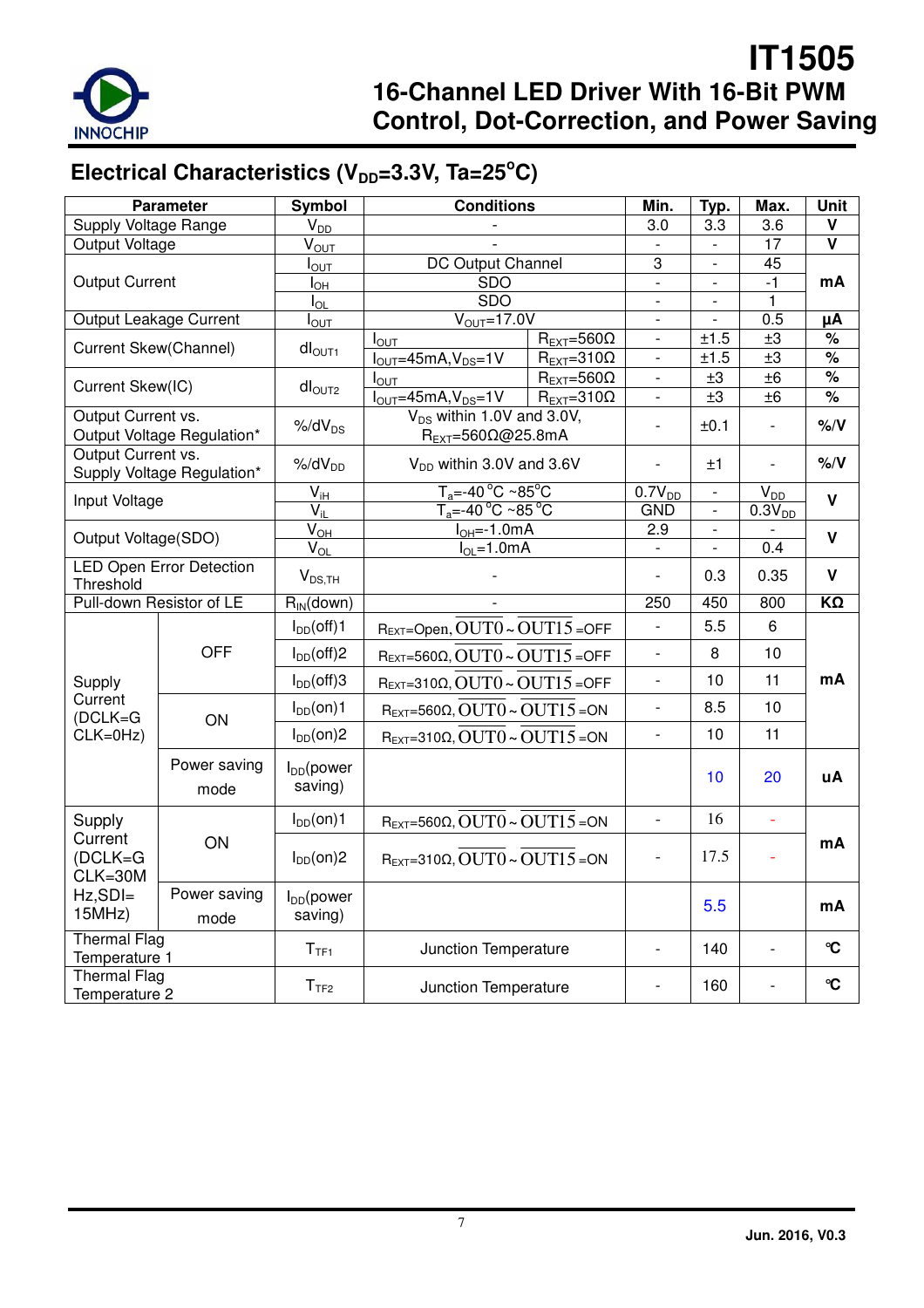## Electrical Characteristics ($V_{DD}$=3.3V, Ta=25°C)

| Parameter | | Symbol | Conditions | | Min. | Typ. | Max. | Unit |
|---|---|---|---|---|---|---|---|---|
| Supply Voltage Range | | $V_{DD}$ | - | | 3.0 | 3.3 | 3.6 | V |
| Output Voltage | | $V_{OUT}$ | - | | - | - | 17 | V |
| Output Current | | $I_{OUT}$ | DC Output Channel | | 3 | - | 45 | mA |
| | | $I_{OH}$ | SDO | | - | - | -1 | mA |
| | | $I_{OL}$ | SDO | | - | - | 1 | mA |
| Output Leakage Current | | $I_{OUT}$ | $V_{OUT}$=17.0V | | - | - | 0.5 | μA |
| Current Skew(Channel) | | $dI_{OUT1}$ | $I_{OUT}$ | $R_{EXT}$=560Ω | - | ±1.5 | ±3 | % |
| | | | $I_{OUT}$=45mA,$V_{DS}$=1V | $R_{EXT}$=310Ω | - | ±1.5 | ±3 | % |
| Current Skew(IC) | | $dI_{OUT2}$ | $I_{OUT}$ | $R_{EXT}$=560Ω | - | ±3 | ±6 | % |
| | | | $I_{OUT}$=45mA,$V_{DS}$=1V | $R_{EXT}$=310Ω | - | ±3 | ±6 | % |
| Output Current vs. Output Voltage Regulation* | | %/$dV_{DS}$ | $V_{DS}$ within 1.0V and 3.0V, $R_{EXT}$=560Ω@25.8mA | | - | ±0.1 | - | %/V |
| Output Current vs. Supply Voltage Regulation* | | %/$dV_{DD}$ | $V_{DD}$ within 3.0V and 3.6V | | - | ±1 | - | %/V |
| Input Voltage | | $V_{IH}$ | $T_a$=-40°C ~85°C | | $0.7V_{DD}$ | - | $V_{DD}$ | V |
| | | $V_{IL}$ | $T_a$=-40°C ~85°C | | GND | - | $0.3V_{DD}$ | V |
| Output Voltage(SDO) | | $V_{OH}$ | $I_{OH}$=-1.0mA | | 2.9 | - | - | V |
| | | $V_{OL}$ | $I_{OL}$=1.0mA | | - | - | 0.4 | V |
| LED Open Error Detection Threshold | | $V_{DS,TH}$ | - | | - | 0.3 | 0.35 | V |
| Pull-down Resistor of LE | | $R_{IN}$(down) | - | | 250 | 450 | 800 | KΩ |
| Supply Current (DCLK=GCLK=0Hz) | OFF | $I_{DD}$(off)1 | $R_{EXT}$=Open, $\overline{OUT0}$ ~ $\overline{OUT15}$ =OFF | | - | 5.5 | 6 | mA |
| | | $I_{DD}$(off)2 | $R_{EXT}$=560Ω, $\overline{OUT0}$ ~ $\overline{OUT15}$ =OFF | | - | 8 | 10 | mA |
| | | $I_{DD}$(off)3 | $R_{EXT}$=310Ω, $\overline{OUT0}$ ~ $\overline{OUT15}$ =OFF | | - | 10 | 11 | mA |
| | ON | $I_{DD}$(on)1 | $R_{EXT}$=560Ω, $\overline{OUT0}$ ~ $\overline{OUT15}$ =ON | | - | 8.5 | 10 | mA |
| | | $I_{DD}$(on)2 | $R_{EXT}$=310Ω, $\overline{OUT0}$ ~ $\overline{OUT15}$ =ON | | - | 10 | 11 | mA |
| | Power saving mode | $I_{DD}$(power saving) | | | | 10 | 20 | uA |
| Supply Current (DCLK=GCLK=30MHz,SDI=15MHz) | ON | $I_{DD}$(on)1 | $R_{EXT}$=560Ω, $\overline{OUT0}$ ~ $\overline{OUT15}$ =ON | | - | 16 | - | mA |
| | | $I_{DD}$(on)2 | $R_{EXT}$=310Ω, $\overline{OUT0}$ ~ $\overline{OUT15}$ =ON | | - | 17.5 | - | mA |
| | Power saving mode | $I_{DD}$(power saving) | | | | 5.5 | | mA |
| Thermal Flag Temperature 1 | | $T_{TF1}$ | Junction Temperature | | - | 140 | - | ℃ |
| Thermal Flag Temperature 2 | | $T_{TF2}$ | Junction Temperature | | - | 160 | - | ℃ |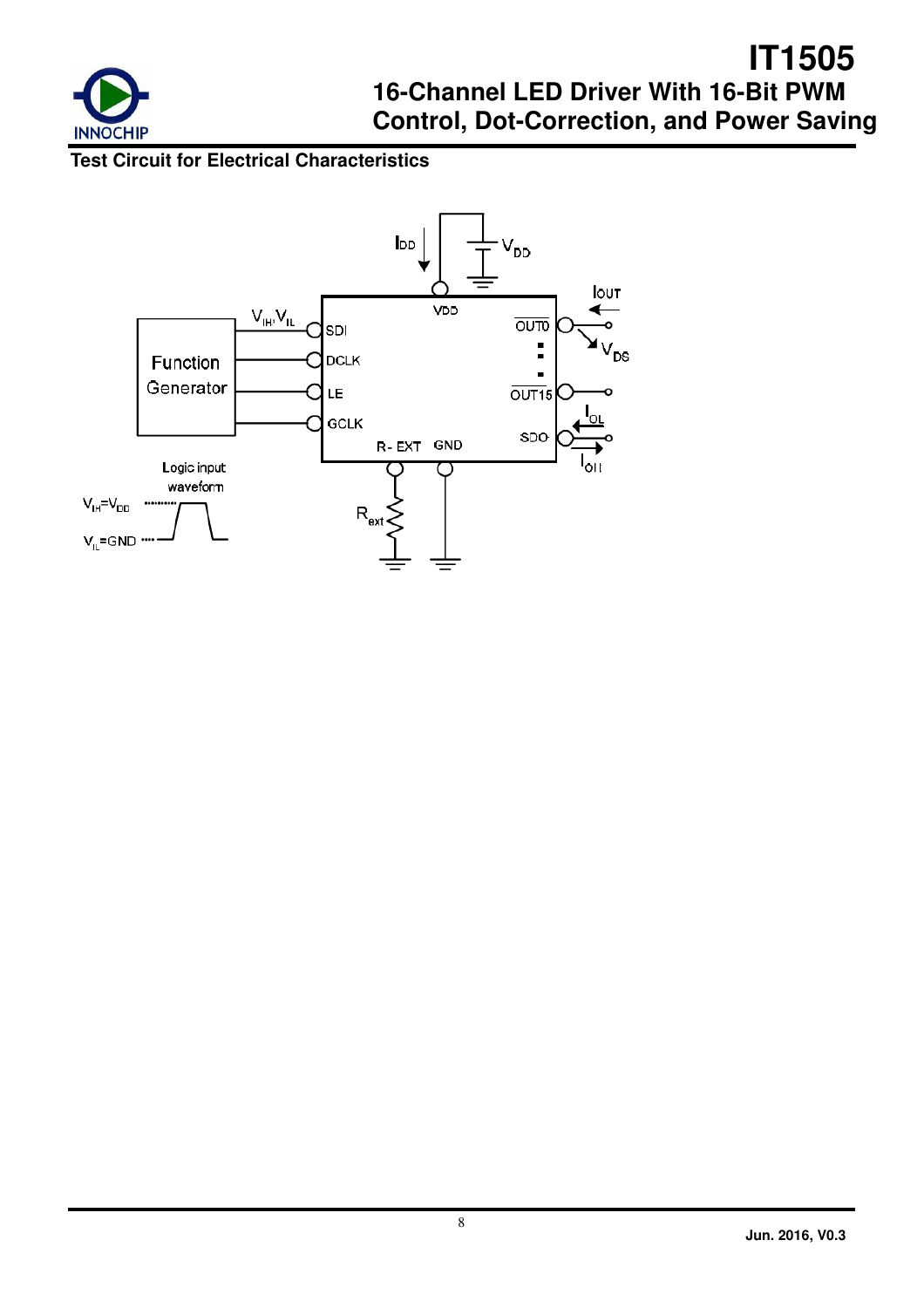## Test Circuit for Electrical Characteristics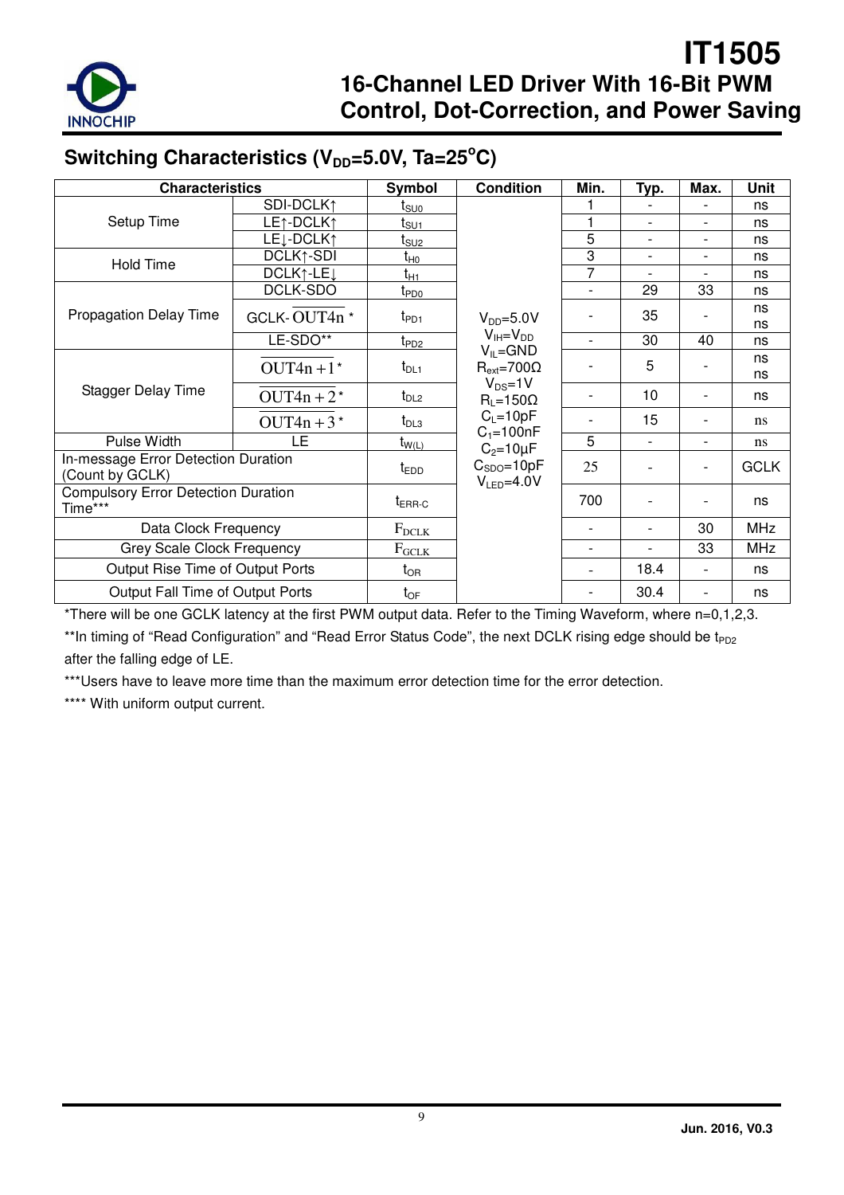## Switching Characteristics ($V_{DD}$=5.0V, Ta=25°C)

| Characteristics | | Symbol | Condition | Min. | Typ. | Max. | Unit |
|---|---|---|---|---|---|---|---|
| Setup Time | SDI-DCLK↑ | $t_{SU0}$ | $V_{DD}$=5.0V<br>$V_{IH}$=$V_{DD}$<br>$V_{IL}$=GND<br>$R_{ext}$=700Ω<br>$V_{DS}$=1V<br>$R_L$=150Ω<br>$C_L$=10pF<br>$C_1$=100nF<br>$C_2$=10μF<br>$C_{SDO}$=10pF<br>$V_{LED}$=4.0V | 1 | - | - | ns |
| | LE↑-DCLK↑ | $t_{SU1}$ | | 1 | - | - | ns |
| | LE↓-DCLK↑ | $t_{SU2}$ | | 5 | - | - | ns |
| Hold Time | DCLK↑-SDI | $t_{H0}$ | | 3 | - | - | ns |
| | DCLK↑-LE↓ | $t_{H1}$ | | 7 | - | - | ns |
| Propagation Delay Time | DCLK-SDO | $t_{PD0}$ | | - | 29 | 33 | ns |
| | GCLK- $\overline{OUT4n}$ * | $t_{PD1}$ | | - | 35 | - | ns<br>ns |
| | LE-SDO** | $t_{PD2}$ | | - | 30 | 40 | ns |
| Stagger Delay Time | $\overline{OUT4n+1}$ * | $t_{DL1}$ | | - | 5 | - | ns<br>ns |
| | $\overline{OUT4n+2}$ * | $t_{DL2}$ | | - | 10 | - | ns |
| | $\overline{OUT4n+3}$ * | $t_{DL3}$ | | - | 15 | - | ns |
| Pulse Width | LE | $t_{W(L)}$ | | 5 | - | - | ns |
| In-message Error Detection Duration (Count by GCLK) | | $t_{EDD}$ | | 25 | - | - | GCLK |
| Compulsory Error Detection Duration Time*** | | $t_{ERR\text{-}C}$ | | 700 | - | - | ns |
| Data Clock Frequency | | $F_{DCLK}$ | | - | - | 30 | MHz |
| Grey Scale Clock Frequency | | $F_{GCLK}$ | | - | - | 33 | MHz |
| Output Rise Time of Output Ports | | $t_{OR}$ | | - | 18.4 | - | ns |
| Output Fall Time of Output Ports | | $t_{OF}$ | | - | 30.4 | - | ns |

*There will be one GCLK latency at the first PWM output data. Refer to the Timing Waveform, where n=0,1,2,3.

**In timing of "Read Configuration" and "Read Error Status Code", the next DCLK rising edge should be $t_{PD2}$ after the falling edge of LE.

***Users have to leave more time than the maximum error detection time for the error detection.

**** With uniform output current.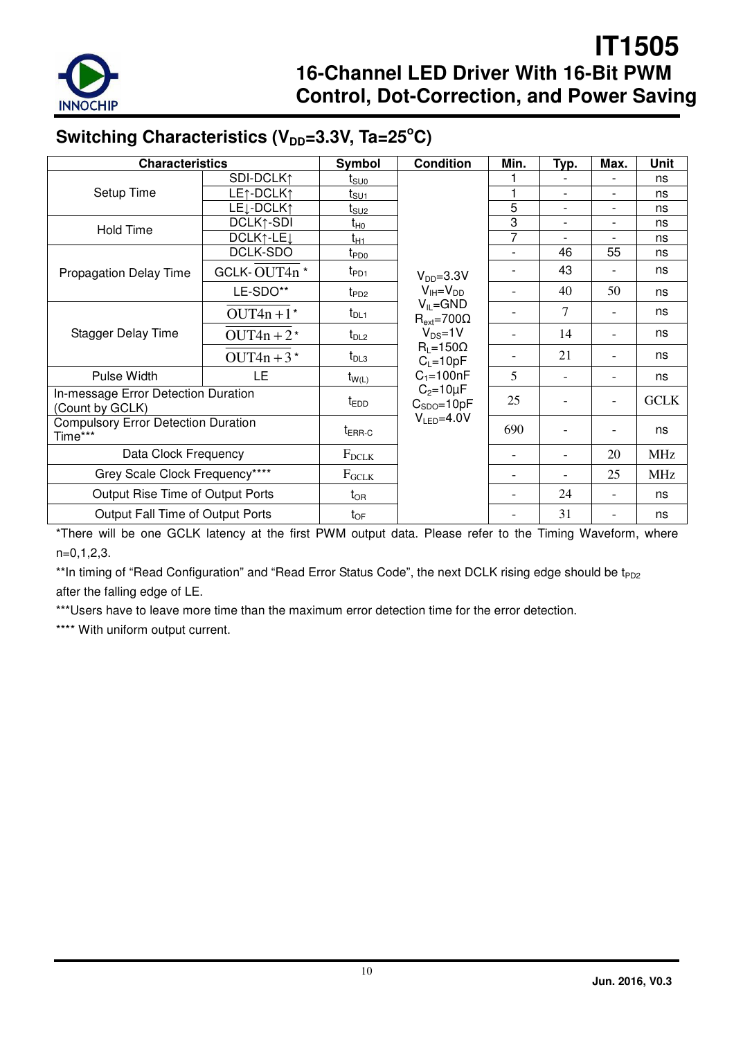## Switching Characteristics ($V_{DD}$=3.3V, Ta=25°C)

| Characteristics | | Symbol | Condition | Min. | Typ. | Max. | Unit |
|---|---|---|---|---|---|---|---|
| Setup Time | SDI-DCLK↑ | $t_{SU0}$ | $V_{DD}$=3.3V<br>$V_{IH}$=$V_{DD}$<br>$V_{IL}$=GND<br>$R_{ext}$=700Ω<br>$V_{DS}$=1V<br>$R_L$=150Ω<br>$C_L$=10pF<br>$C_1$=100nF<br>$C_2$=10μF<br>$C_{SDO}$=10pF<br>$V_{LED}$=4.0V | 1 | - | - | ns |
| | LE↑-DCLK↑ | $t_{SU1}$ | | 1 | - | - | ns |
| | LE↓-DCLK↑ | $t_{SU2}$ | | 5 | - | - | ns |
| Hold Time | DCLK↑-SDI | $t_{H0}$ | | 3 | - | - | ns |
| | DCLK↑-LE↓ | $t_{H1}$ | | 7 | - | - | ns |
| Propagation Delay Time | DCLK-SDO | $t_{PD0}$ | | - | 46 | 55 | ns |
| | GCLK- $\overline{OUT4n}$ * | $t_{PD1}$ | | - | 43 | - | ns |
| | LE-SDO** | $t_{PD2}$ | | - | 40 | 50 | ns |
| Stagger Delay Time | $\overline{OUT4n+1}$ * | $t_{DL1}$ | | - | 7 | - | ns |
| | $\overline{OUT4n+2}$ * | $t_{DL2}$ | | - | 14 | - | ns |
| | $\overline{OUT4n+3}$ * | $t_{DL3}$ | | - | 21 | - | ns |
| Pulse Width | LE | $t_{W(L)}$ | | 5 | - | - | ns |
| In-message Error Detection Duration (Count by GCLK) | | $t_{EDD}$ | | 25 | - | - | GCLK |
| Compulsory Error Detection Duration Time*** | | $t_{ERR-C}$ | | 690 | - | - | ns |
| Data Clock Frequency | | $F_{DCLK}$ | | - | - | 20 | MHz |
| Grey Scale Clock Frequency**** | | $F_{GCLK}$ | | - | - | 25 | MHz |
| Output Rise Time of Output Ports | | $t_{OR}$ | | - | 24 | - | ns |
| Output Fall Time of Output Ports | | $t_{OF}$ | | - | 31 | - | ns |

*There will be one GCLK latency at the first PWM output data. Please refer to the Timing Waveform, where n=0,1,2,3.

**In timing of "Read Configuration" and "Read Error Status Code", the next DCLK rising edge should be $t_{PD2}$ after the falling edge of LE.

***Users have to leave more time than the maximum error detection time for the error detection.

**** With uniform output current.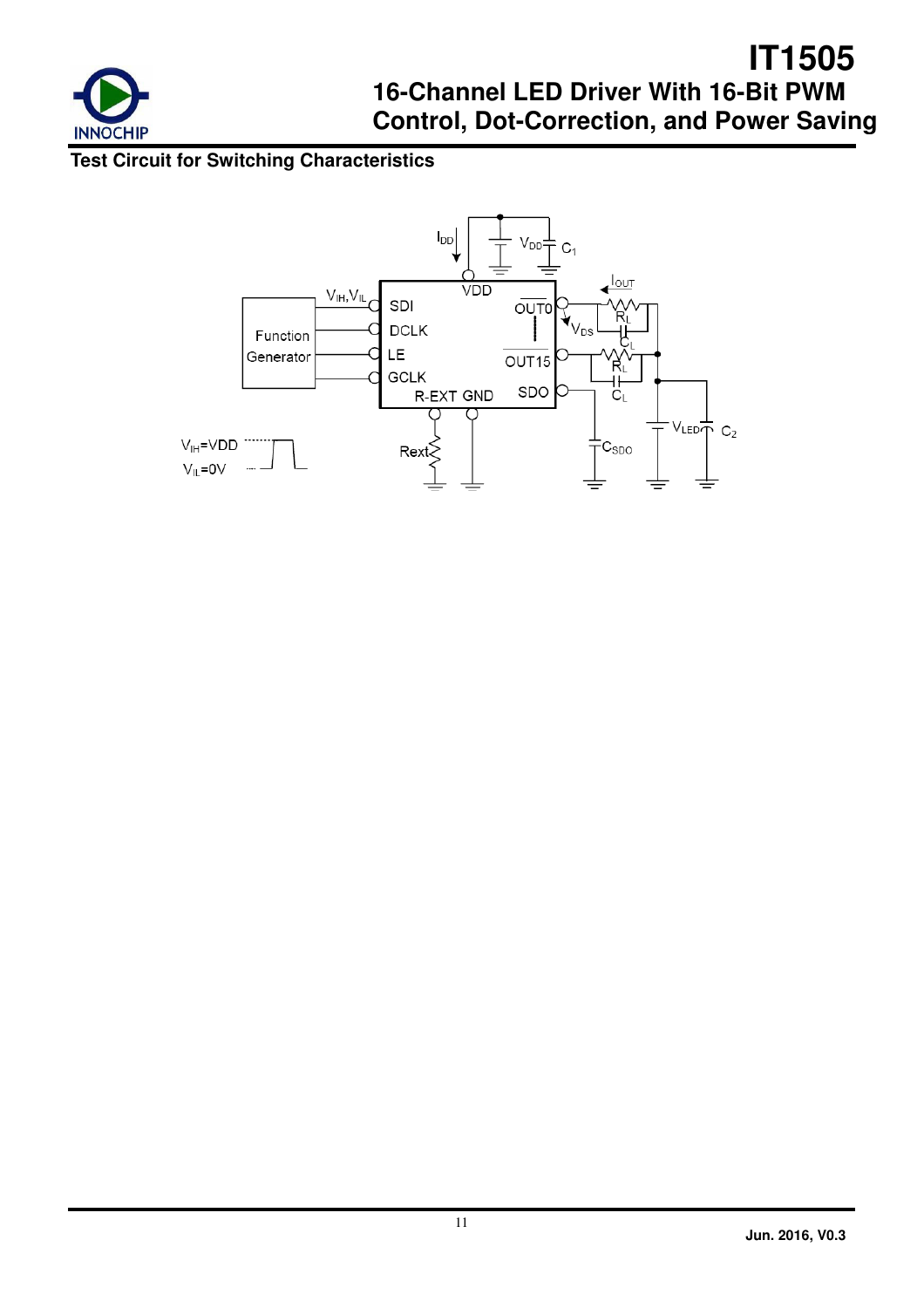**Test Circuit for Switching Characteristics**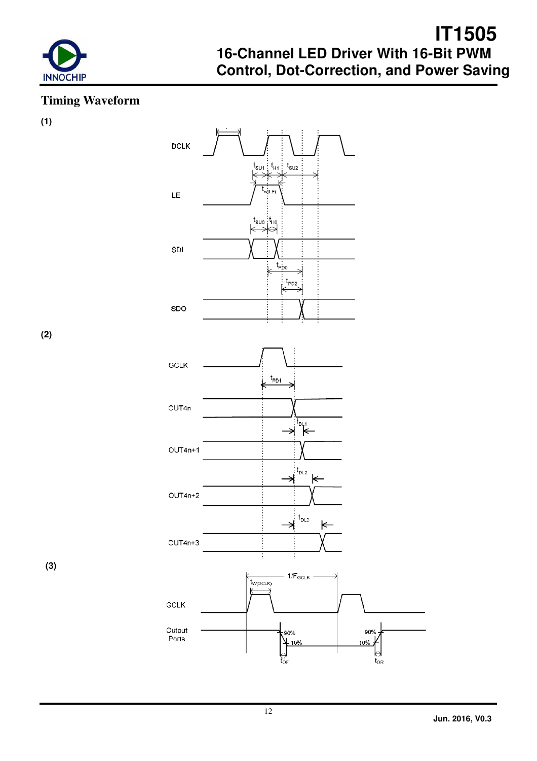## Timing Waveform

(1)

DCLK

$t_{SU1}$ $t_{H1}$ $t_{SU2}$

$t_{W(LE)}$

LE

$t_{SU0}$ $t_{H0}$

SDI

$t_{PD0}$

$t_{PD2}$

SDO

(2)

GCLK

$t_{PD1}$

OUT4n

$t_{DL1}$

OUT4n+1

$t_{DL2}$

OUT4n+2

$t_{DL3}$

OUT4n+3

(3)

$1/F_{GCLK}$

$t_{W(GCLK)}$

GCLK

Output Ports

90%

10%

$t_{OF}$

90%

10%

$t_{OR}$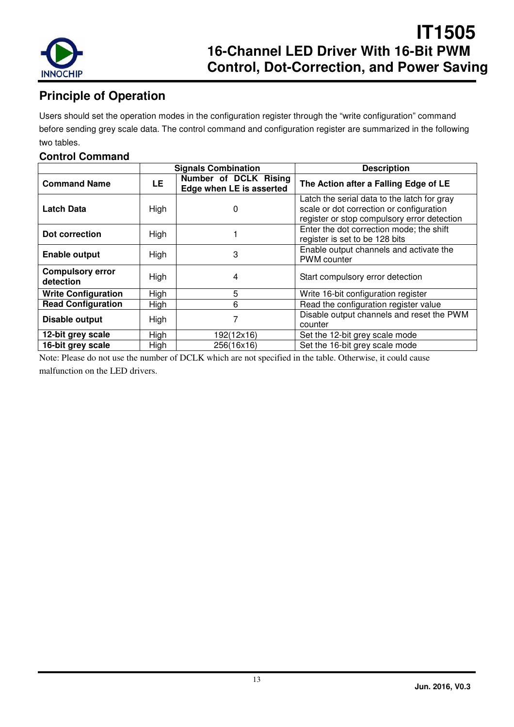## Principle of Operation

Users should set the operation modes in the configuration register through the "write configuration" command before sending grey scale data. The control command and configuration register are summarized in the following two tables.

### Control Command

| | Signals Combination | | Description |
|---|---|---|---|
| **Command Name** | **LE** | **Number of DCLK Rising Edge when LE is asserted** | **The Action after a Falling Edge of LE** |
| **Latch Data** | High | 0 | Latch the serial data to the latch for gray scale or dot correction or configuration register or stop compulsory error detection |
| **Dot correction** | High | 1 | Enter the dot correction mode; the shift register is set to be 128 bits |
| **Enable output** | High | 3 | Enable output channels and activate the PWM counter |
| **Compulsory error detection** | High | 4 | Start compulsory error detection |
| **Write Configuration** | High | 5 | Write 16-bit configuration register |
| **Read Configuration** | High | 6 | Read the configuration register value |
| **Disable output** | High | 7 | Disable output channels and reset the PWM counter |
| **12-bit grey scale** | High | 192(12x16) | Set the 12-bit grey scale mode |
| **16-bit grey scale** | High | 256(16x16) | Set the 16-bit grey scale mode |

Note: Please do not use the number of DCLK which are not specified in the table. Otherwise, it could cause malfunction on the LED drivers.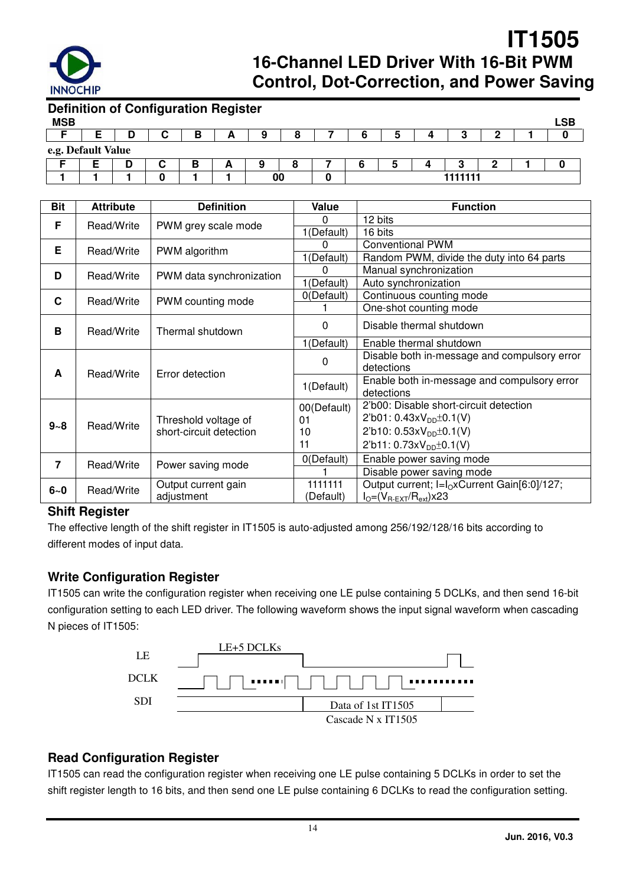## Definition of Configuration Register

MSB LSB

| F | E | D | C | B | A | 9 | 8 | 7 | 6 | 5 | 4 | 3 | 2 | 1 | 0 |
|---|---|---|---|---|---|---|---|---|---|---|---|---|---|---|---|

**e.g. Default Value**

| F | E | D | C | B | A | 9 | 8 | 7 | 6 | 5 | 4 | 3 | 2 | 1 | 0 |
|---|---|---|---|---|---|---|---|---|---|---|---|---|---|---|---|
| 1 | 1 | 1 | 0 | 1 | 1 | 00 | | 0 | 1111111 | | | | | | |

| Bit | Attribute | Definition | Value | Function |
|---|---|---|---|---|
| F | Read/Write | PWM grey scale mode | 0 | 12 bits |
| | | | 1(Default) | 16 bits |
| E | Read/Write | PWM algorithm | 0 | Conventional PWM |
| | | | 1(Default) | Random PWM, divide the duty into 64 parts |
| D | Read/Write | PWM data synchronization | 0 | Manual synchronization |
| | | | 1(Default) | Auto synchronization |
| C | Read/Write | PWM counting mode | 0(Default) | Continuous counting mode |
| | | | 1 | One-shot counting mode |
| B | Read/Write | Thermal shutdown | 0 | Disable thermal shutdown |
| | | | 1(Default) | Enable thermal shutdown |
| A | Read/Write | Error detection | 0 | Disable both in-message and compulsory error detections |
| | | | 1(Default) | Enable both in-message and compulsory error detections |
| 9~8 | Read/Write | Threshold voltage of short-circuit detection | 00(Default)<br>01<br>10<br>11 | 2'b00: Disable short-circuit detection<br>2'b01: $0.43xV_{DD}\pm0.1$(V)<br>2'b10: $0.53xV_{DD}\pm0.1$(V)<br>2'b11: $0.73xV_{DD}\pm0.1$(V) |
| 7 | Read/Write | Power saving mode | 0(Default) | Enable power saving mode |
| | | | 1 | Disable power saving mode |
| 6~0 | Read/Write | Output current gain adjustment | 1111111 (Default) | Output current; $I=I_O$xCurrent Gain[6:0]/127; $I_O=(V_{R\text{-}EXT}/R_{ext})$x23 |

### Shift Register

The effective length of the shift register in IT1505 is auto-adjusted among 256/192/128/16 bits according to different modes of input data.

### Write Configuration Register

IT1505 can write the configuration register when receiving one LE pulse containing 5 DCLKs, and then send 16-bit configuration setting to each LED driver. The following waveform shows the input signal waveform when cascading N pieces of IT1505:

LE — LE+5 DCLKs
DCLK
SDI — Data of 1st IT1505
Cascade N x IT1505

### Read Configuration Register

IT1505 can read the configuration register when receiving one LE pulse containing 5 DCLKs in order to set the shift register length to 16 bits, and then send one LE pulse containing 6 DCLKs to read the configuration setting.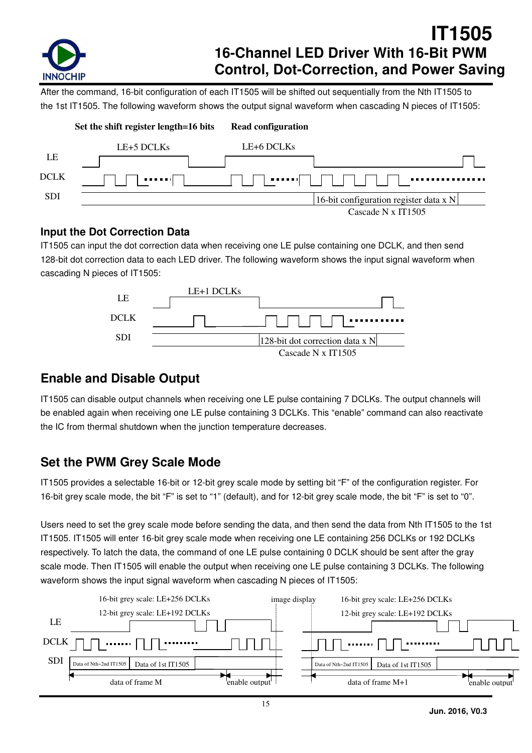After the command, 16-bit configuration of each IT1505 will be shifted out sequentially from the Nth IT1505 to the 1st IT1505. The following waveform shows the output signal waveform when cascading N pieces of IT1505:

**Set the shift register length=16 bits** **Read configuration**

LE+5 DCLKs LE+6 DCLKs

LE

DCLK

SDI

16-bit configuration register data x N

Cascade N x IT1505

### Input the Dot Correction Data

IT1505 can input the dot correction data when receiving one LE pulse containing one DCLK, and then send 128-bit dot correction data to each LED driver. The following waveform shows the input signal waveform when cascading N pieces of IT1505:

LE+1 DCLKs

LE

DCLK

SDI

128-bit dot correction data x N

Cascade N x IT1505

## Enable and Disable Output

IT1505 can disable output channels when receiving one LE pulse containing 7 DCLKs. The output channels will be enabled again when receiving one LE pulse containing 3 DCLKs. This "enable" command can also reactivate the IC from thermal shutdown when the junction temperature decreases.

## Set the PWM Grey Scale Mode

IT1505 provides a selectable 16-bit or 12-bit grey scale mode by setting bit "F" of the configuration register. For 16-bit grey scale mode, the bit "F" is set to "1" (default), and for 12-bit grey scale mode, the bit "F" is set to "0".

Users need to set the grey scale mode before sending the data, and then send the data from Nth IT1505 to the 1st IT1505. IT1505 will enter 16-bit grey scale mode when receiving one LE containing 256 DCLKs or 192 DCLKs respectively. To latch the data, the command of one LE pulse containing 0 DCLK should be sent after the gray scale mode. Then IT1505 will enable the output when receiving one LE pulse containing 3 DCLKs. The following waveform shows the input signal waveform when cascading N pieces of IT1505:

16-bit grey scale: LE+256 DCLKs
12-bit grey scale: LE+192 DCLKs

image display

16-bit grey scale: LE+256 DCLKs
12-bit grey scale: LE+192 DCLKs

LE

DCLK

SDI

Data of Nth~2nd IT1505 | Data of 1st IT1505

data of frame M | enable output

Data of Nth~2nd IT1505 | Data of 1st IT1505

data of frame M+1 | enable output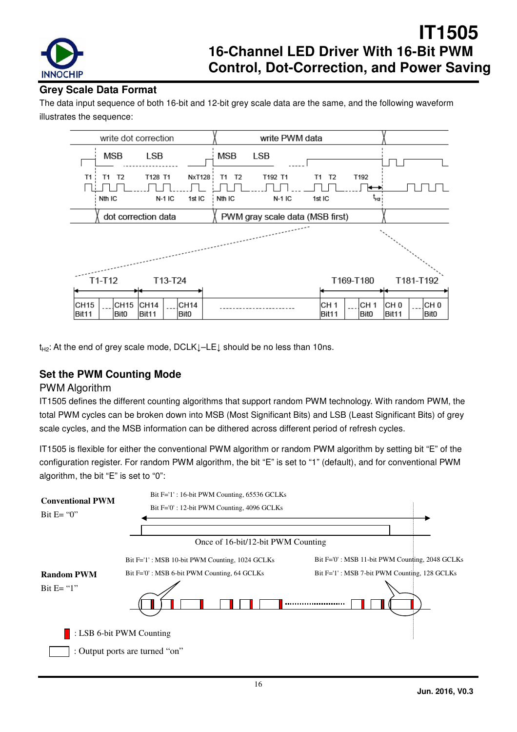## Grey Scale Data Format

The data input sequence of both 16-bit and 12-bit grey scale data are the same, and the following waveform illustrates the sequence:

| write dot correction | write PWM data |
|---|---|
| MSB LSB | MSB LSB |
| T1 T1 T2 T128 T1 NxT128 — Nth IC, N-1 IC, 1st IC | T1 T2 T192 T1 T1 T2 T192 $t_{H2}$ — Nth IC, N-1 IC, 1st IC |
| dot correction data | PWM gray scale data (MSB first) |

| T1-T12 | | T13-T24 | | | T169-T180 | | T181-T192 | |
|---|---|---|---|---|---|---|---|---|
| CH15 Bit11 | CH15 Bit0 | CH14 Bit11 | CH14 Bit0 | ... | CH 1 Bit11 | CH 1 Bit0 | CH 0 Bit11 | CH 0 Bit0 |

$t_{H2}$: At the end of grey scale mode, DCLK↓–LE↓ should be no less than 10ns.

## Set the PWM Counting Mode

### PWM Algorithm

IT1505 defines the different counting algorithms that support random PWM technology. With random PWM, the total PWM cycles can be broken down into MSB (Most Significant Bits) and LSB (Least Significant Bits) of grey scale cycles, and the MSB information can be dithered across different period of refresh cycles.

IT1505 is flexible for either the conventional PWM algorithm or random PWM algorithm by setting bit "E" of the configuration register. For random PWM algorithm, the bit "E" is set to "1" (default), and for conventional PWM algorithm, the bit "E" is set to "0":

**Conventional PWM**
Bit E= "0"

Bit F='1' : 16-bit PWM Counting, 65536 GCLKs
Bit F='0' : 12-bit PWM Counting, 4096 GCLKs

Once of 16-bit/12-bit PWM Counting

**Random PWM**
Bit E= "1"

Bit F='1' : MSB 10-bit PWM Counting, 1024 GCLKs
Bit F='0' : MSB 6-bit PWM Counting, 64 GCLKs

Bit F='0' : MSB 11-bit PWM Counting, 2048 GCLKs
Bit F='1' : MSB 7-bit PWM Counting, 128 GCLKs

: LSB 6-bit PWM Counting

: Output ports are turned "on"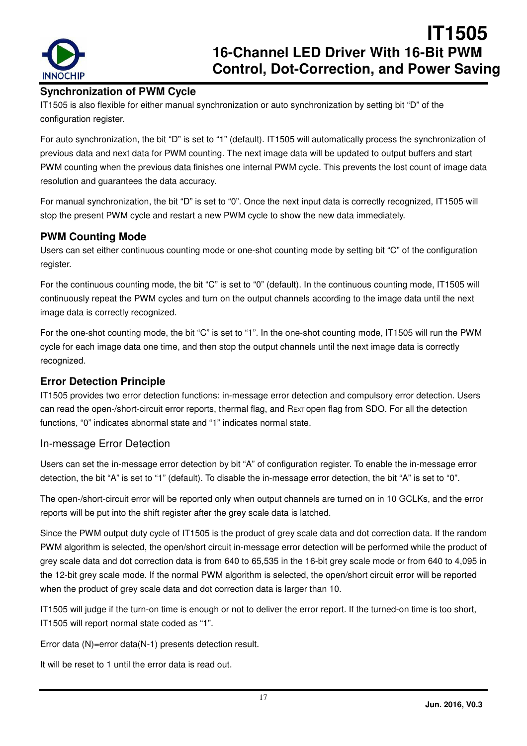## Synchronization of PWM Cycle

IT1505 is also flexible for either manual synchronization or auto synchronization by setting bit "D" of the configuration register.

For auto synchronization, the bit "D" is set to "1" (default). IT1505 will automatically process the synchronization of previous data and next data for PWM counting. The next image data will be updated to output buffers and start PWM counting when the previous data finishes one internal PWM cycle. This prevents the lost count of image data resolution and guarantees the data accuracy.

For manual synchronization, the bit "D" is set to "0". Once the next input data is correctly recognized, IT1505 will stop the present PWM cycle and restart a new PWM cycle to show the new data immediately.

## PWM Counting Mode

Users can set either continuous counting mode or one-shot counting mode by setting bit "C" of the configuration register.

For the continuous counting mode, the bit "C" is set to "0" (default). In the continuous counting mode, IT1505 will continuously repeat the PWM cycles and turn on the output channels according to the image data until the next image data is correctly recognized.

For the one-shot counting mode, the bit "C" is set to "1". In the one-shot counting mode, IT1505 will run the PWM cycle for each image data one time, and then stop the output channels until the next image data is correctly recognized.

## Error Detection Principle

IT1505 provides two error detection functions: in-message error detection and compulsory error detection. Users can read the open-/short-circuit error reports, thermal flag, and $R_{EXT}$ open flag from SDO. For all the detection functions, "0" indicates abnormal state and "1" indicates normal state.

### In-message Error Detection

Users can set the in-message error detection by bit "A" of configuration register. To enable the in-message error detection, the bit "A" is set to "1" (default). To disable the in-message error detection, the bit "A" is set to "0".

The open-/short-circuit error will be reported only when output channels are turned on in 10 GCLKs, and the error reports will be put into the shift register after the grey scale data is latched.

Since the PWM output duty cycle of IT1505 is the product of grey scale data and dot correction data. If the random PWM algorithm is selected, the open/short circuit in-message error detection will be performed while the product of grey scale data and dot correction data is from 640 to 65,535 in the 16-bit grey scale mode or from 640 to 4,095 in the 12-bit grey scale mode. If the normal PWM algorithm is selected, the open/short circuit error will be reported when the product of grey scale data and dot correction data is larger than 10.

IT1505 will judge if the turn-on time is enough or not to deliver the error report. If the turned-on time is too short, IT1505 will report normal state coded as "1".

Error data (N)=error data(N-1) presents detection result.

It will be reset to 1 until the error data is read out.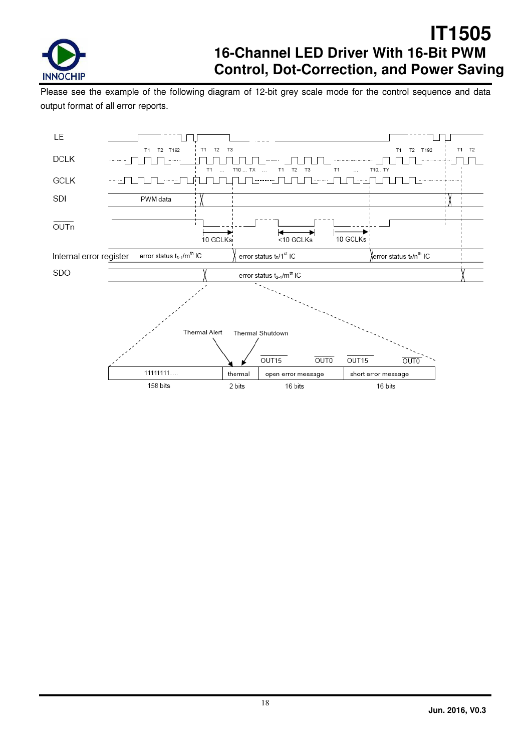Please see the example of the following diagram of 12-bit grey scale mode for the control sequence and data output format of all error reports.

LE

DCLK: T1 T2 T192 | T1 T2 T3 | T1 … T10 … TX … T1 T2 T3 | T1 … T10.. TY | T1 T2 T192 | T1 T2

GCLK

SDI: PWM data

$\overline{OUTn}$: 10 GCLKs | <10 GCLKs | 10 GCLKs

Internal error register: error status $t_{s-1}$/m[th] IC | error status $t_s$/1[st] IC | error status $t_s$/n[th] IC

SDO: error status $t_{s-1}$/m[th] IC

Thermal Alert, Thermal Shutdown

| 11111111…. | thermal | open error message ($\overline{OUT15}$ … $\overline{OUT0}$) | short error message ($\overline{OUT15}$ … $\overline{OUT0}$) |
|---|---|---|---|
| 158 bits | 2 bits | 16 bits | 16 bits |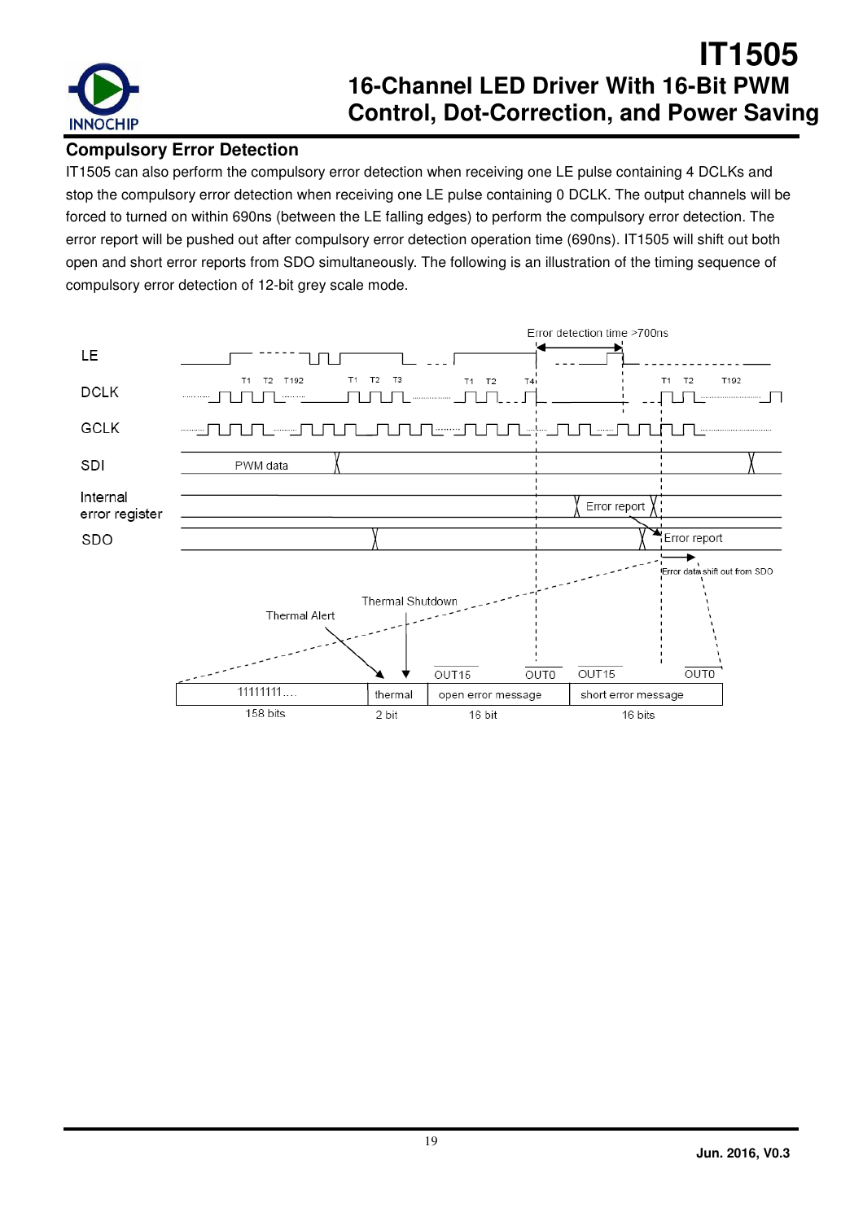## Compulsory Error Detection

IT1505 can also perform the compulsory error detection when receiving one LE pulse containing 4 DCLKs and stop the compulsory error detection when receiving one LE pulse containing 0 DCLK. The output channels will be forced to turned on within 690ns (between the LE falling edges) to perform the compulsory error detection. The error report will be pushed out after compulsory error detection operation time (690ns). IT1505 will shift out both open and short error reports from SDO simultaneously. The following is an illustration of the timing sequence of compulsory error detection of 12-bit grey scale mode.

| 11111111.... | thermal | open error message (OUT15 … OUT0) | short error message (OUT15 … OUT0) |
|---|---|---|---|
| 158 bits | 2 bit | 16 bit | 16 bits |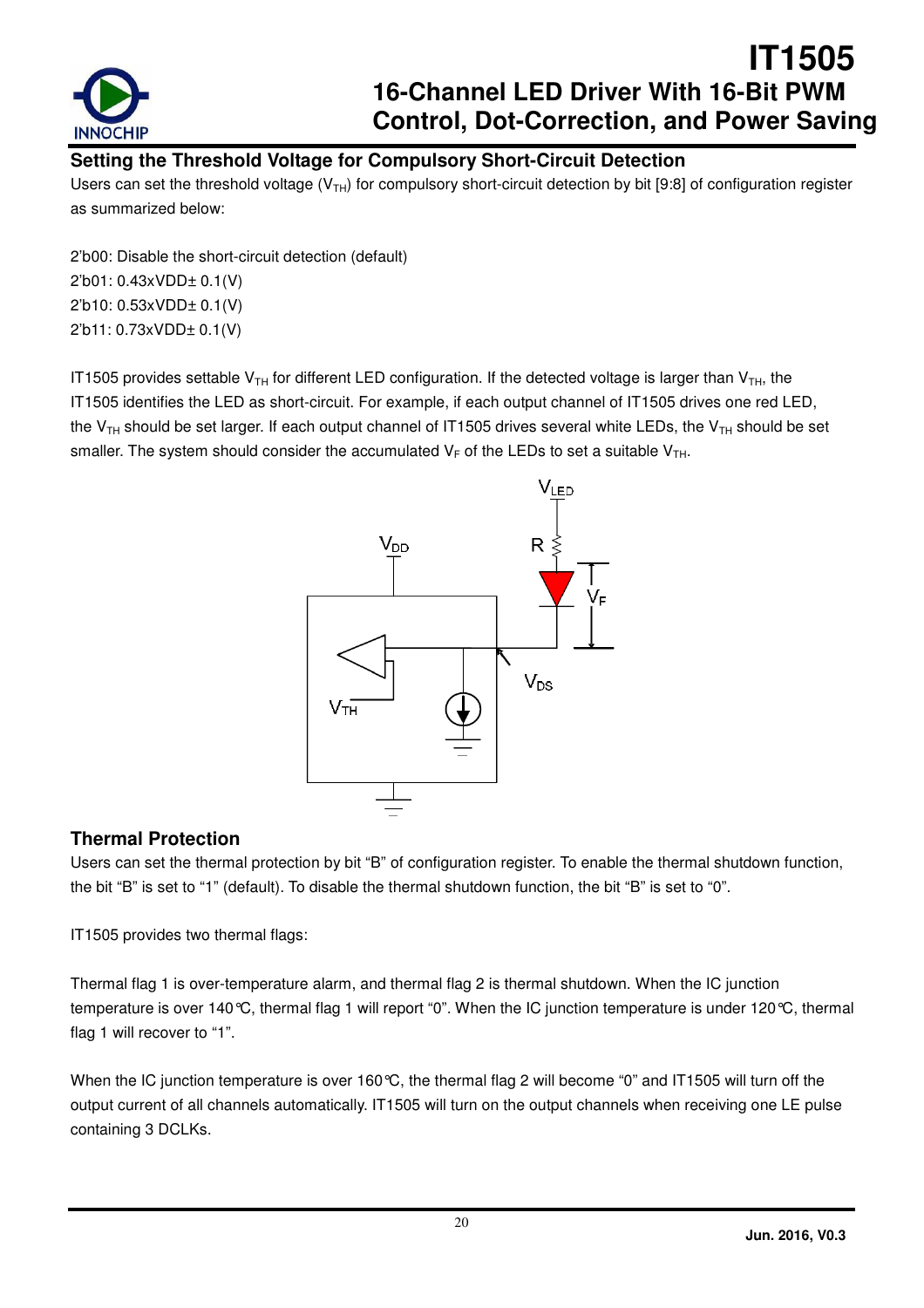## Setting the Threshold Voltage for Compulsory Short-Circuit Detection

Users can set the threshold voltage ($V_{TH}$) for compulsory short-circuit detection by bit [9:8] of configuration register as summarized below:

2'b00: Disable the short-circuit detection (default)
2'b01: 0.43xVDD± 0.1(V)
2'b10: 0.53xVDD± 0.1(V)
2'b11: 0.73xVDD± 0.1(V)

IT1505 provides settable $V_{TH}$ for different LED configuration. If the detected voltage is larger than $V_{TH}$, the IT1505 identifies the LED as short-circuit. For example, if each output channel of IT1505 drives one red LED, the $V_{TH}$ should be set larger. If each output channel of IT1505 drives several white LEDs, the $V_{TH}$ should be set smaller. The system should consider the accumulated $V_F$ of the LEDs to set a suitable $V_{TH}$.

## Thermal Protection

Users can set the thermal protection by bit "B" of configuration register. To enable the thermal shutdown function, the bit "B" is set to "1" (default). To disable the thermal shutdown function, the bit "B" is set to "0".

IT1505 provides two thermal flags:

Thermal flag 1 is over-temperature alarm, and thermal flag 2 is thermal shutdown. When the IC junction temperature is over 140℃, thermal flag 1 will report "0". When the IC junction temperature is under 120℃, thermal flag 1 will recover to "1".

When the IC junction temperature is over 160℃, the thermal flag 2 will become "0" and IT1505 will turn off the output current of all channels automatically. IT1505 will turn on the output channels when receiving one LE pulse containing 3 DCLKs.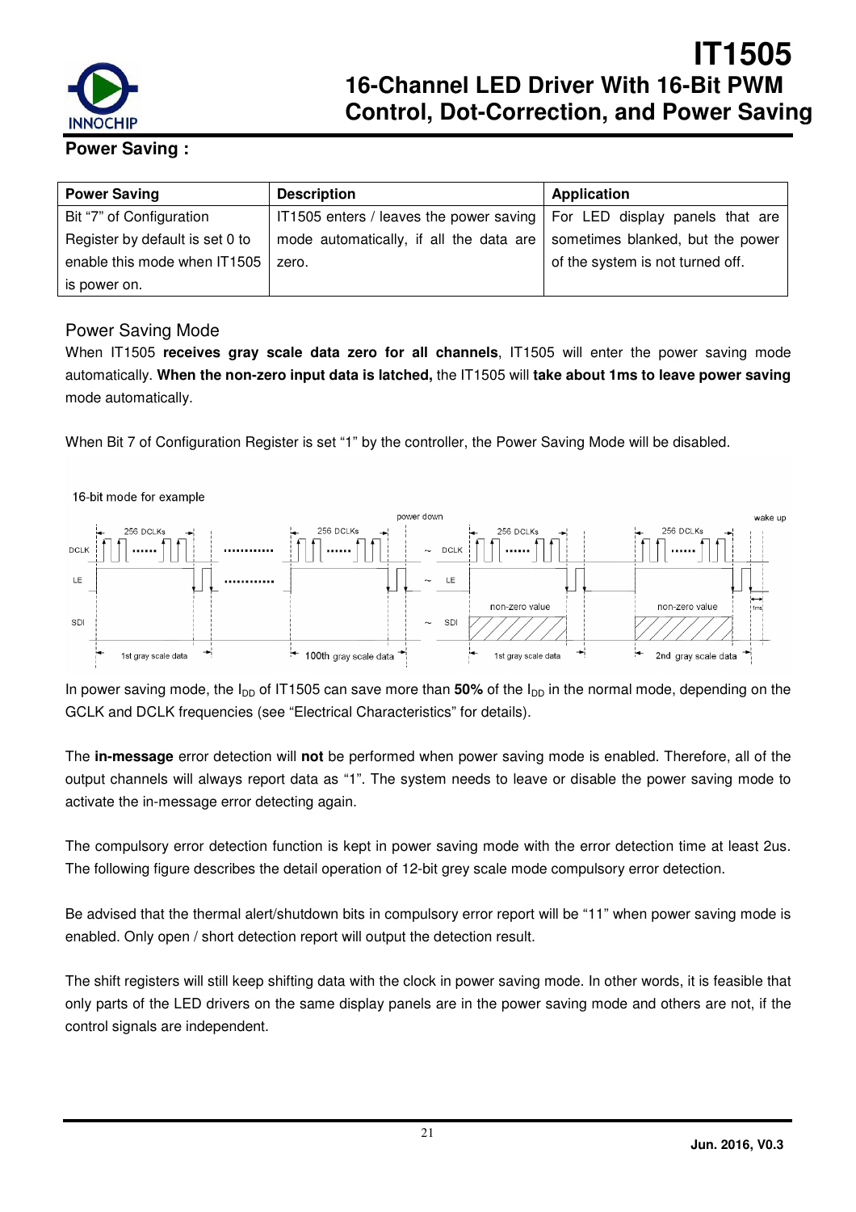## Power Saving :

| Power Saving | Description | Application |
|---|---|---|
| Bit "7" of Configuration Register by default is set 0 to enable this mode when IT1505 is power on. | IT1505 enters / leaves the power saving mode automatically, if all the data are zero. | For LED display panels that are sometimes blanked, but the power of the system is not turned off. |

### Power Saving Mode

When IT1505 **receives gray scale data zero for all channels**, IT1505 will enter the power saving mode automatically. **When the non-zero input data is latched,** the IT1505 will **take about 1ms to leave power saving** mode automatically.

When Bit 7 of Configuration Register is set "1" by the controller, the Power Saving Mode will be disabled.

16-bit mode for example

In power saving mode, the $I_{DD}$ of IT1505 can save more than **50%** of the $I_{DD}$ in the normal mode, depending on the GCLK and DCLK frequencies (see "Electrical Characteristics" for details).

The **in-message** error detection will **not** be performed when power saving mode is enabled. Therefore, all of the output channels will always report data as "1". The system needs to leave or disable the power saving mode to activate the in-message error detecting again.

The compulsory error detection function is kept in power saving mode with the error detection time at least 2us. The following figure describes the detail operation of 12-bit grey scale mode compulsory error detection.

Be advised that the thermal alert/shutdown bits in compulsory error report will be "11" when power saving mode is enabled. Only open / short detection report will output the detection result.

The shift registers will still keep shifting data with the clock in power saving mode. In other words, it is feasible that only parts of the LED drivers on the same display panels are in the power saving mode and others are not, if the control signals are independent.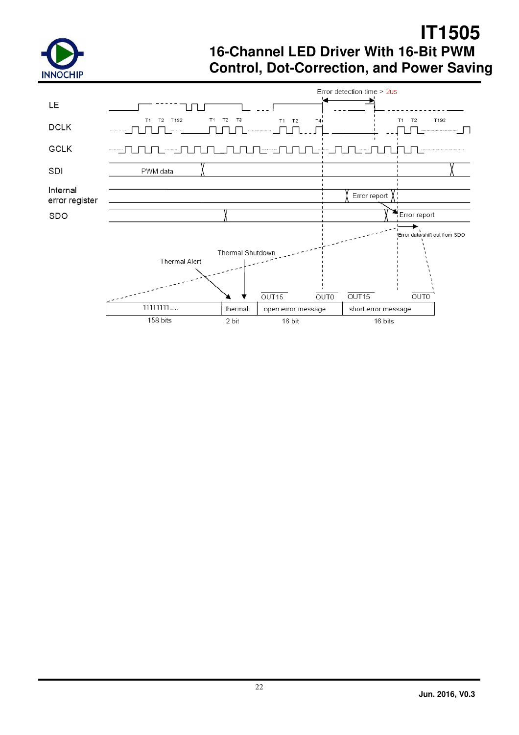Error detection time > 2us

LE

DCLK T1 T2 T192 T1 T2 T3 T1 T2 T4 T1 T2 T192

GCLK

SDI PWM data

Internal error register — Error report

SDO — Error report

Error data shift out from SDO

Thermal Alert — Thermal Shutdown

| 11111111.... | thermal | open error message (OUT15 … OUT0) | short error message (OUT15 … OUT0) |
|---|---|---|---|
| 158 bits | 2 bit | 16 bit | 16 bits |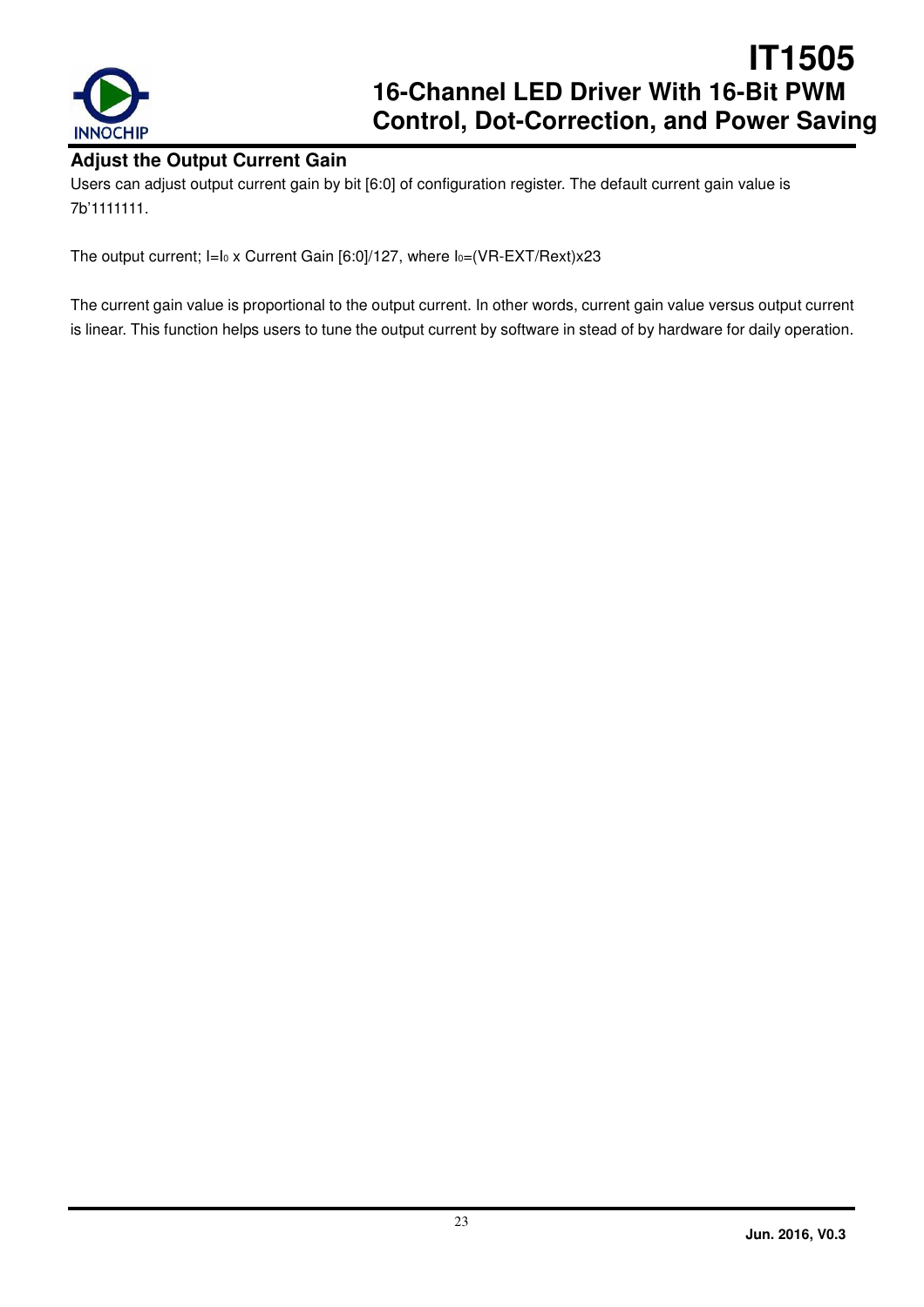### Adjust the Output Current Gain

Users can adjust output current gain by bit [6:0] of configuration register. The default current gain value is 7b'1111111.

The output current; $I=I_0$ x Current Gain [6:0]/127, where $I_0$=(VR-EXT/Rext)x23

The current gain value is proportional to the output current. In other words, current gain value versus output current is linear. This function helps users to tune the output current by software in stead of by hardware for daily operation.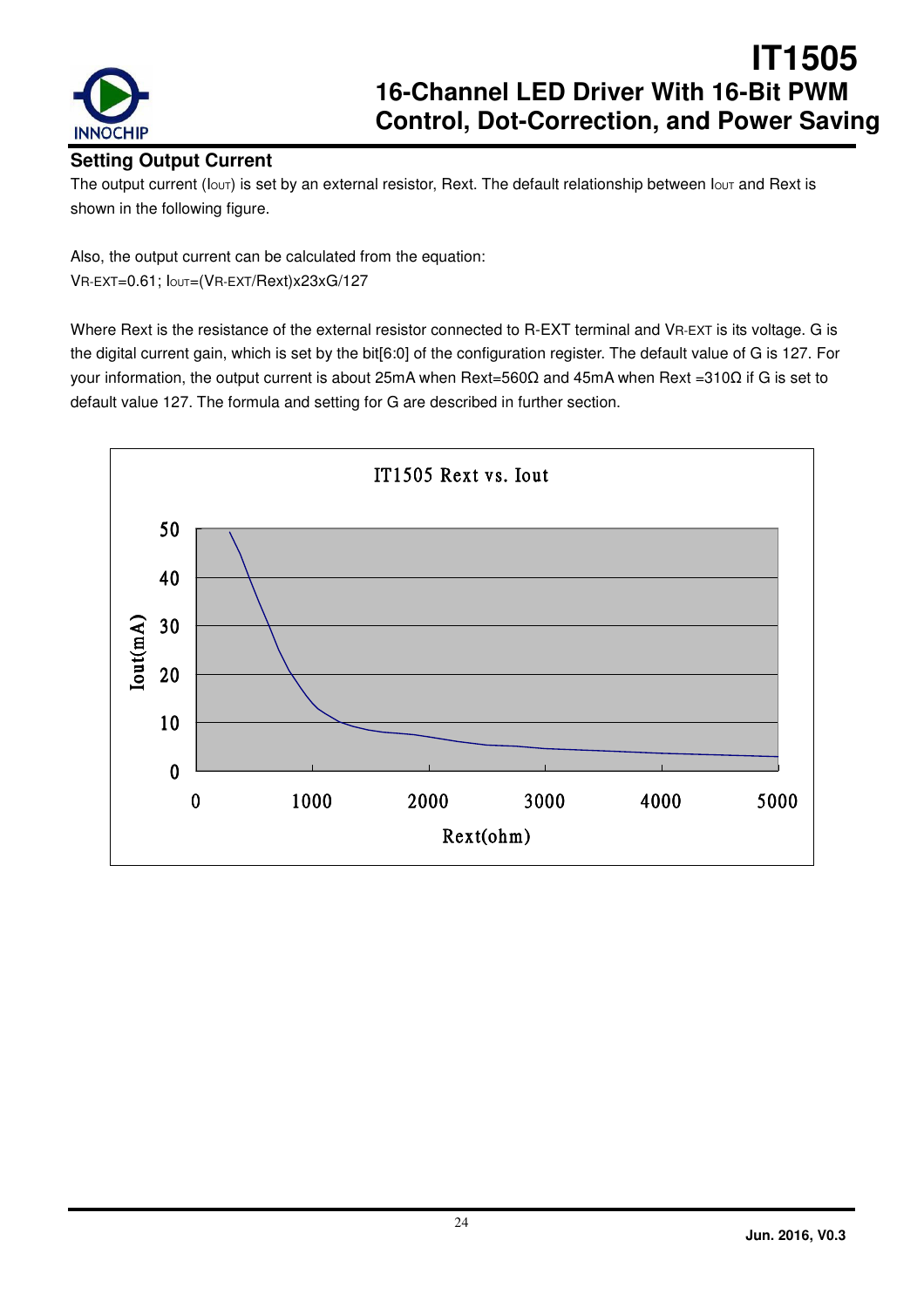## Setting Output Current

The output current ($I_{OUT}$) is set by an external resistor, Rext. The default relationship between $I_{OUT}$ and Rext is shown in the following figure.

Also, the output current can be calculated from the equation:
$V_{R\text{-}EXT}=0.61$; $I_{OUT}=(V_{R\text{-}EXT}/Rext)\times 23\times G/127$

Where Rext is the resistance of the external resistor connected to R-EXT terminal and $V_{R\text{-}EXT}$ is its voltage. G is the digital current gain, which is set by the bit[6:0] of the configuration register. The default value of G is 127. For your information, the output current is about 25mA when Rext=560Ω and 45mA when Rext =310Ω if G is set to default value 127. The formula and setting for G are described in further section.

IT1505 Rext vs. Iout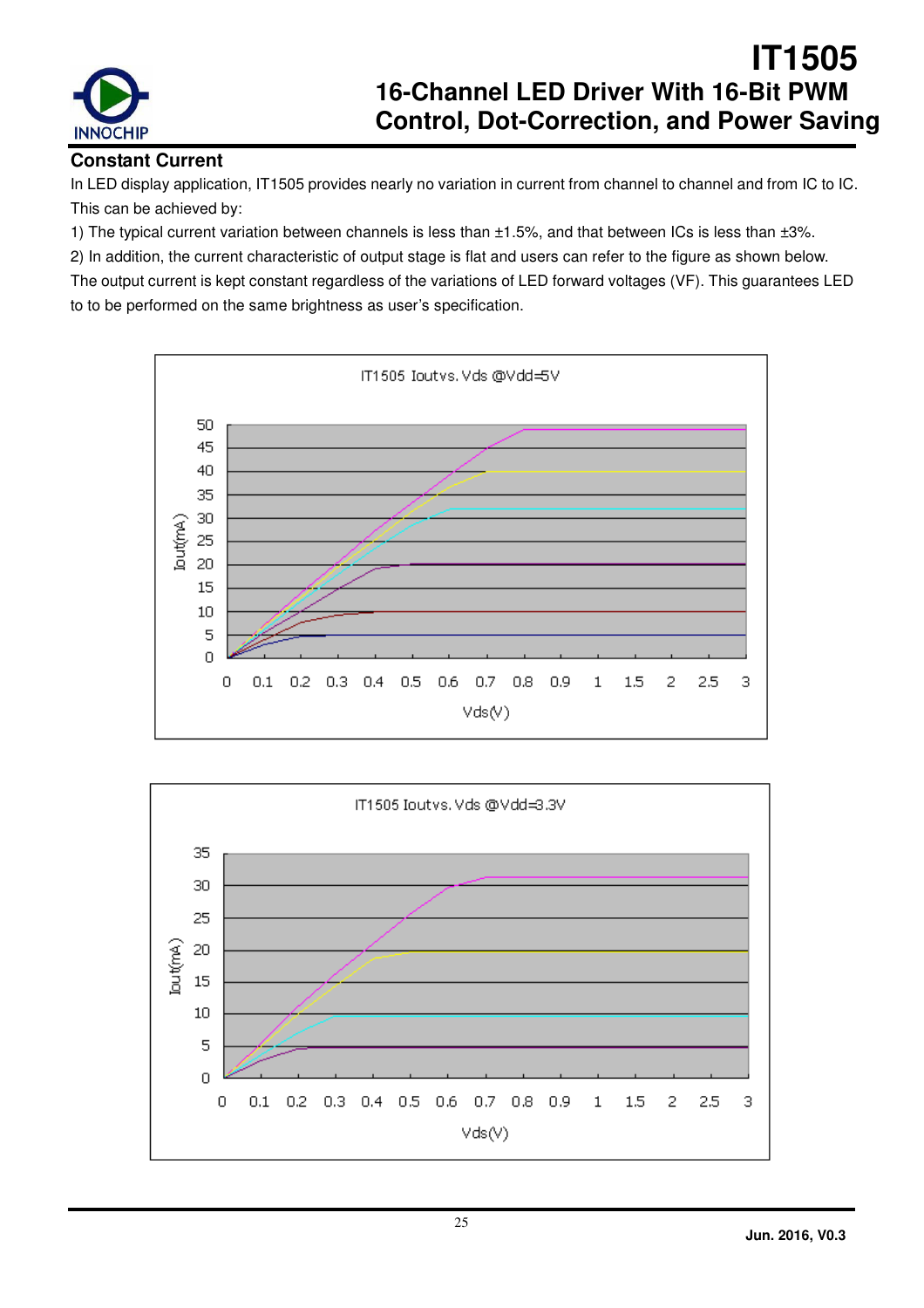## Constant Current

In LED display application, IT1505 provides nearly no variation in current from channel to channel and from IC to IC. This can be achieved by:

1) The typical current variation between channels is less than ±1.5%, and that between ICs is less than ±3%.

2) In addition, the current characteristic of output stage is flat and users can refer to the figure as shown below. The output current is kept constant regardless of the variations of LED forward voltages (VF). This guarantees LED to to be performed on the same brightness as user's specification.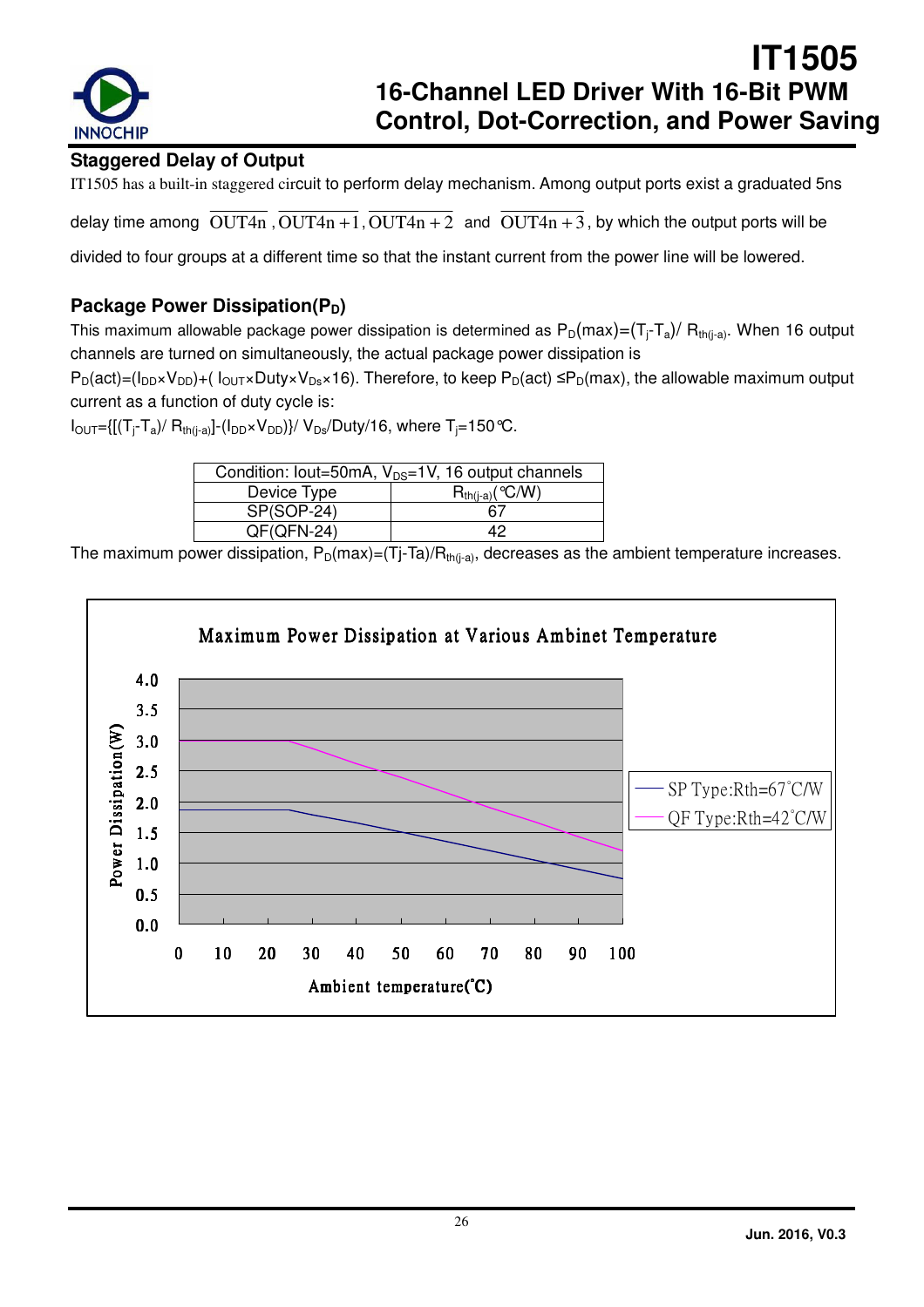## Staggered Delay of Output

IT1505 has a built-in staggered circuit to perform delay mechanism. Among output ports exist a graduated 5ns delay time among $\overline{OUT4n}$, $\overline{OUT4n+1}$, $\overline{OUT4n+2}$ and $\overline{OUT4n+3}$, by which the output ports will be divided to four groups at a different time so that the instant current from the power line will be lowered.

## Package Power Dissipation($P_D$)

This maximum allowable package power dissipation is determined as $P_D(max)=(T_j-T_a)/R_{th(j-a)}$. When 16 output channels are turned on simultaneously, the actual package power dissipation is

$P_D(act)=(I_{DD}\times V_{DD})+(I_{OUT}\times Duty\times V_{Ds}\times 16)$. Therefore, to keep $P_D(act) \leq P_D(max)$, the allowable maximum output current as a function of duty cycle is:

$I_{OUT}=\{[(T_j-T_a)/R_{th(j-a)}]-(I_{DD}\times V_{DD})\}/V_{Ds}/Duty/16$, where $T_j$=150℃.

| Condition: Iout=50mA, $V_{DS}$=1V, 16 output channels | |
|---|---|
| Device Type | $R_{th(j-a)}$(℃/W) |
| SP(SOP-24) | 67 |
| QF(QFN-24) | 42 |

The maximum power dissipation, $P_D(max)=(Tj-Ta)/R_{th(j-a)}$, decreases as the ambient temperature increases.

**Maximum Power Dissipation at Various Ambinet Temperature**

(Chart: Power Dissipation(W) vs. Ambient temperature(℃); legend: SP Type:Rth=67˚C/W, QF Type:Rth=42˚C/W)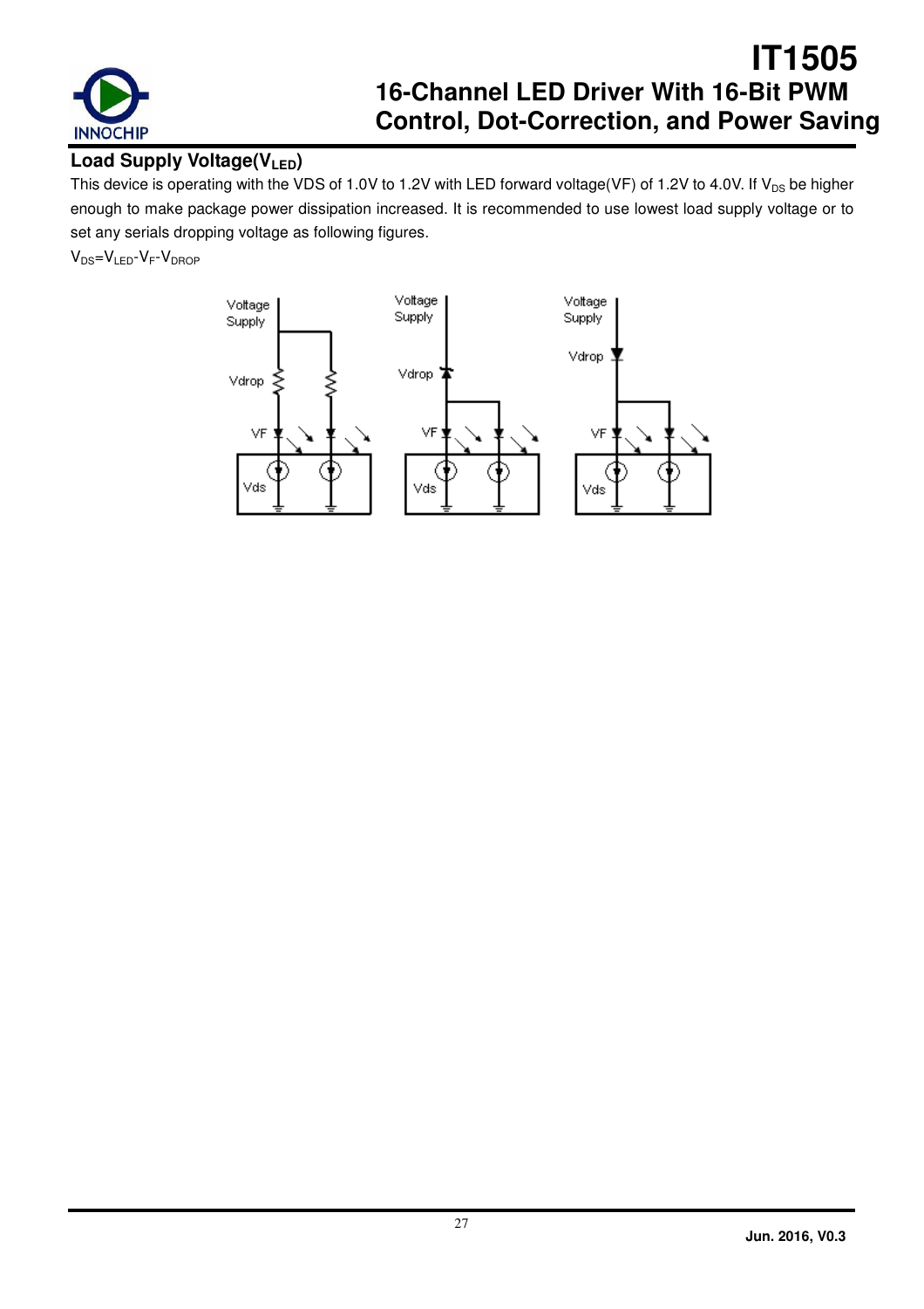## Load Supply Voltage($V_{LED}$)

This device is operating with the VDS of 1.0V to 1.2V with LED forward voltage(VF) of 1.2V to 4.0V. If $V_{DS}$ be higher enough to make package power dissipation increased. It is recommended to use lowest load supply voltage or to set any serials dropping voltage as following figures.

$V_{DS}=V_{LED}-V_F-V_{DROP}$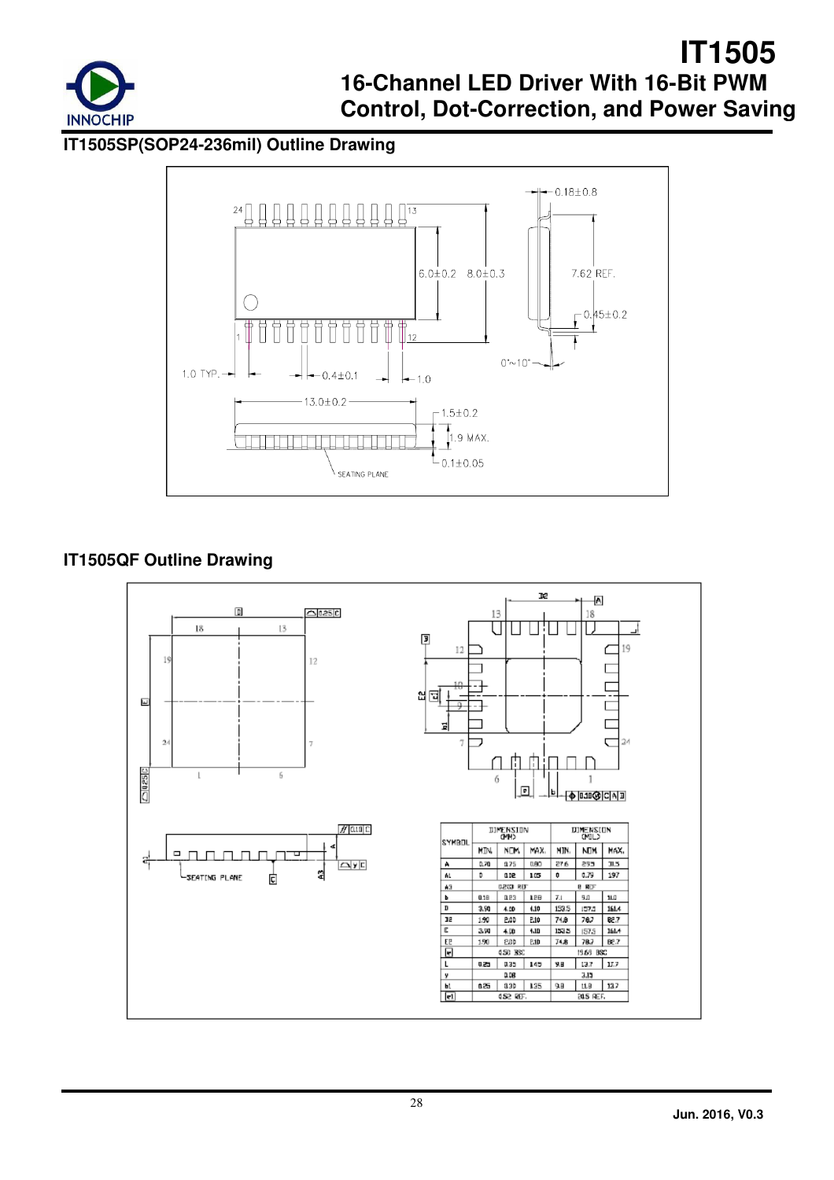## IT1505SP(SOP24-236mil) Outline Drawing

## IT1505QF Outline Drawing

| SYMBOL | DIMENSION (MM) | | | DIMENSION (MIL) | | |
|---|---|---|---|---|---|---|
| | MIN. | NOM. | MAX. | MIN. | NOM. | MAX. |
| A | 0.70 | 0.75 | 0.80 | 27.6 | 29.5 | 31.5 |
| A1 | 0 | 0.02 | 0.05 | 0 | 0.79 | 1.97 |
| A3 | 0.203 REF | | | 8 REF | | |
| b | 0.18 | 0.23 | 0.28 | 7.1 | 9.1 | 11.0 |
| D | 3.90 | 4.00 | 4.10 | 153.5 | 157.5 | 161.4 |
| D2 | 1.90 | 2.00 | 2.10 | 74.8 | 78.7 | 82.7 |
| E | 3.90 | 4.00 | 4.10 | 153.5 | 157.5 | 161.4 |
| E2 | 1.90 | 2.00 | 2.10 | 74.8 | 78.7 | 82.7 |
| e | 0.50 BSC | | | 19.69 BSC | | |
| L | 0.25 | 0.35 | 0.45 | 9.8 | 13.7 | 17.7 |
| y | | 0.08 | | | 3.15 | |
| b1 | 0.25 | 0.30 | 0.35 | 9.8 | 11.8 | 13.7 |
| e1 | 0.52 REF. | | | 20.5 REF. | | |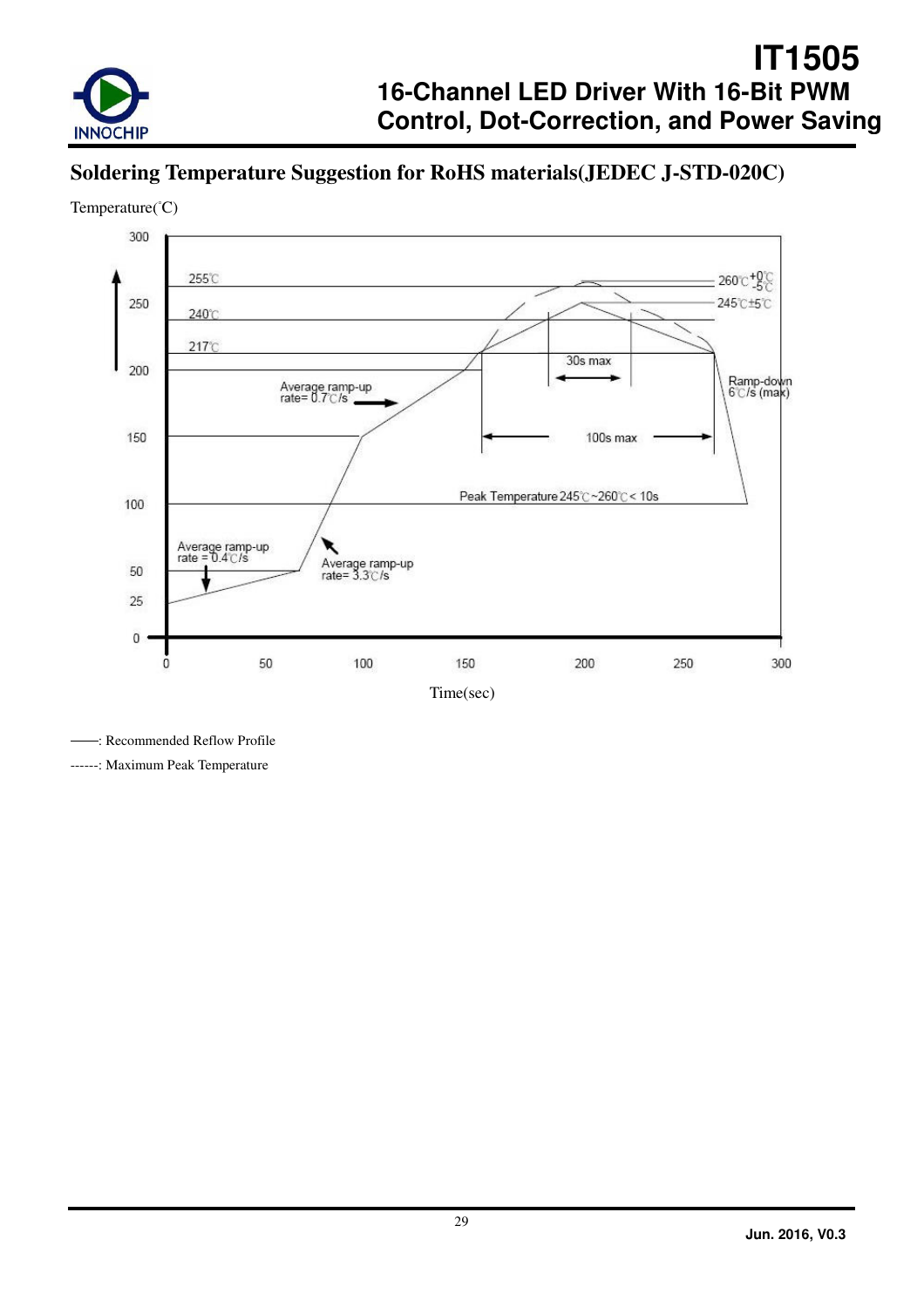## Soldering Temperature Suggestion for RoHS materials(JEDEC J-STD-020C)

Temperature(°C)

300
250
200
150
100
50
25
0

255°C
240°C
217°C

260°C +0°C/-5°C
245°C±5°C

30s max

Average ramp-up rate= 0.7°C/s

Ramp-down 6°C/s (max)

100s max

Peak Temperature 245°C~260°C < 10s

Average ramp-up rate = 0.4°C/s

Average ramp-up rate= 3.3°C/s

0 50 100 150 200 250 300

Time(sec)

——: Recommended Reflow Profile

------: Maximum Peak Temperature